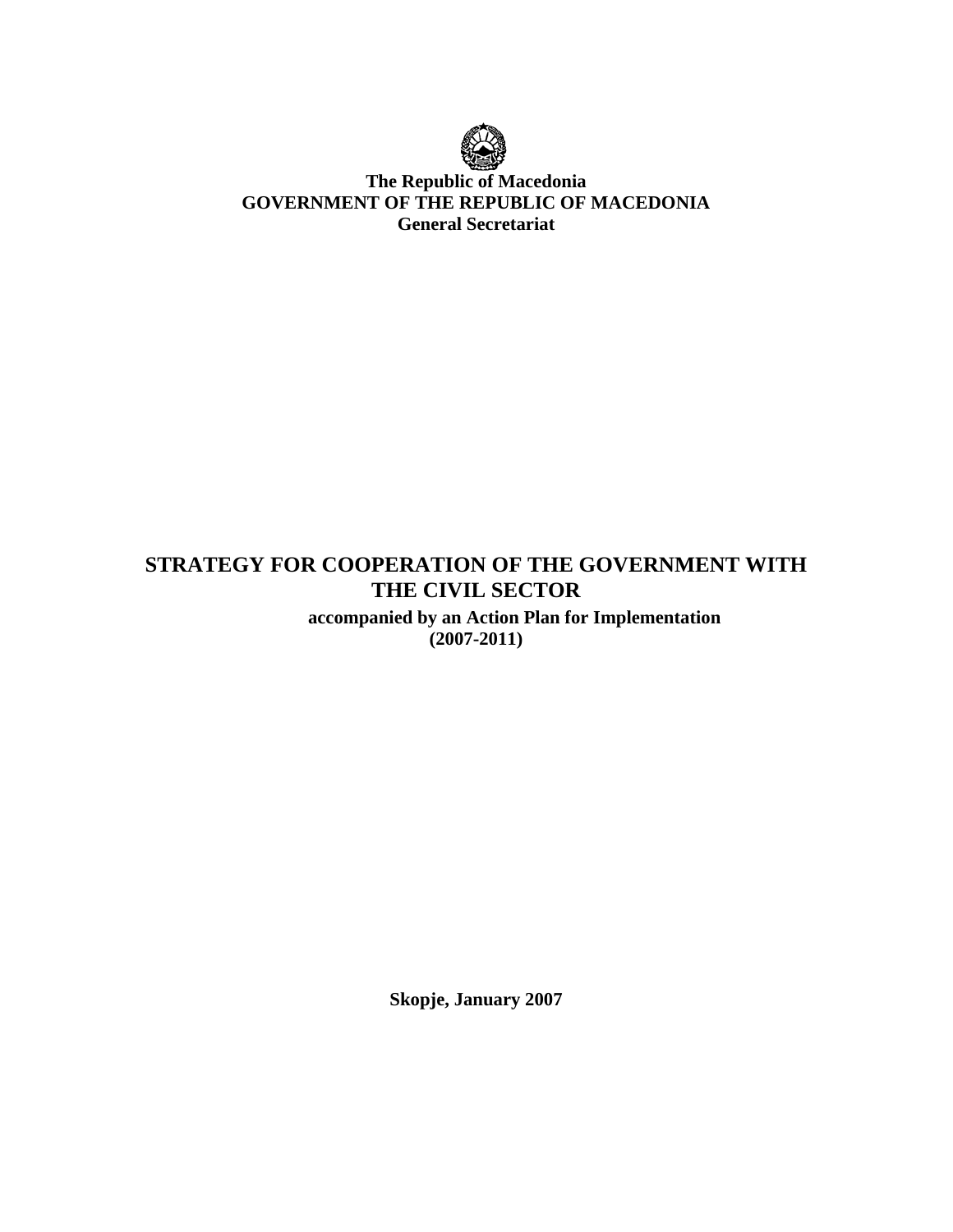**The Republic of Macedonia**
**GOVERNMENT OF THE REPUBLIC OF MACEDONIA**
**General Secretariat**

# STRATEGY FOR COOPERATION OF THE GOVERNMENT WITH THE CIVIL SECTOR

**accompanied by an Action Plan for Implementation**
**(2007-2011)**

**Skopje, January 2007**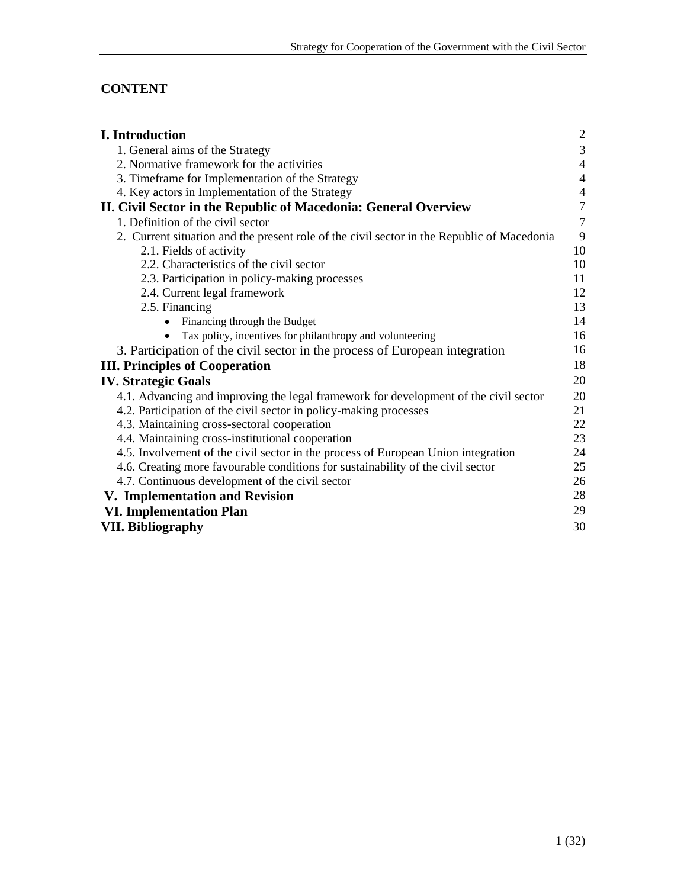## CONTENT

| | |
|---|---|
| **I. Introduction** | 2 |
| 1. General aims of the Strategy | 3 |
| 2. Normative framework for the activities | 4 |
| 3. Timeframe for Implementation of the Strategy | 4 |
| 4. Key actors in Implementation of the Strategy | 4 |
| **II. Civil Sector in the Republic of Macedonia: General Overview** | 7 |
| 1. Definition of the civil sector | 7 |
| 2. Current situation and the present role of the civil sector in the Republic of Macedonia | 9 |
| 2.1. Fields of activity | 10 |
| 2.2. Characteristics of the civil sector | 10 |
| 2.3. Participation in policy-making processes | 11 |
| 2.4. Current legal framework | 12 |
| 2.5. Financing | 13 |
| • Financing through the Budget | 14 |
| • Tax policy, incentives for philanthropy and volunteering | 16 |
| 3. Participation of the civil sector in the process of European integration | 16 |
| **III. Principles of Cooperation** | 18 |
| **IV. Strategic Goals** | 20 |
| 4.1. Advancing and improving the legal framework for development of the civil sector | 20 |
| 4.2. Participation of the civil sector in policy-making processes | 21 |
| 4.3. Maintaining cross-sectoral cooperation | 22 |
| 4.4. Maintaining cross-institutional cooperation | 23 |
| 4.5. Involvement of the civil sector in the process of European Union integration | 24 |
| 4.6. Creating more favourable conditions for sustainability of the civil sector | 25 |
| 4.7. Continuous development of the civil sector | 26 |
| **V. Implementation and Revision** | 28 |
| **VI. Implementation Plan** | 29 |
| **VII. Bibliography** | 30 |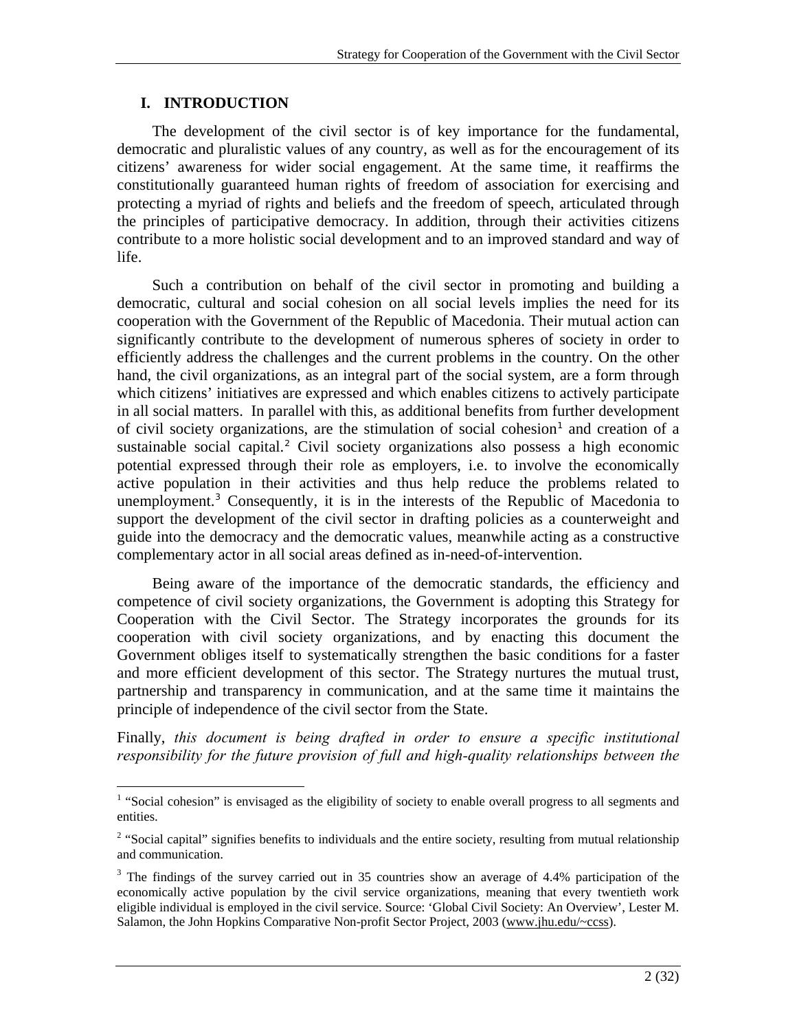# I. INTRODUCTION

The development of the civil sector is of key importance for the fundamental, democratic and pluralistic values of any country, as well as for the encouragement of its citizens' awareness for wider social engagement. At the same time, it reaffirms the constitutionally guaranteed human rights of freedom of association for exercising and protecting a myriad of rights and beliefs and the freedom of speech, articulated through the principles of participative democracy. In addition, through their activities citizens contribute to a more holistic social development and to an improved standard and way of life.

Such a contribution on behalf of the civil sector in promoting and building a democratic, cultural and social cohesion on all social levels implies the need for its cooperation with the Government of the Republic of Macedonia. Their mutual action can significantly contribute to the development of numerous spheres of society in order to efficiently address the challenges and the current problems in the country. On the other hand, the civil organizations, as an integral part of the social system, are a form through which citizens' initiatives are expressed and which enables citizens to actively participate in all social matters. In parallel with this, as additional benefits from further development of civil society organizations, are the stimulation of social cohesion[1] and creation of a sustainable social capital.[2] Civil society organizations also possess a high economic potential expressed through their role as employers, i.e. to involve the economically active population in their activities and thus help reduce the problems related to unemployment.[3] Consequently, it is in the interests of the Republic of Macedonia to support the development of the civil sector in drafting policies as a counterweight and guide into the democracy and the democratic values, meanwhile acting as a constructive complementary actor in all social areas defined as in-need-of-intervention.

Being aware of the importance of the democratic standards, the efficiency and competence of civil society organizations, the Government is adopting this Strategy for Cooperation with the Civil Sector. The Strategy incorporates the grounds for its cooperation with civil society organizations, and by enacting this document the Government obliges itself to systematically strengthen the basic conditions for a faster and more efficient development of this sector. The Strategy nurtures the mutual trust, partnership and transparency in communication, and at the same time it maintains the principle of independence of the civil sector from the State.

Finally, *this document is being drafted in order to ensure a specific institutional responsibility for the future provision of full and high-quality relationships between the*

---

[1] "Social cohesion" is envisaged as the eligibility of society to enable overall progress to all segments and entities.

[2] "Social capital" signifies benefits to individuals and the entire society, resulting from mutual relationship and communication.

[3] The findings of the survey carried out in 35 countries show an average of 4.4% participation of the economically active population by the civil service organizations, meaning that every twentieth work eligible individual is employed in the civil service. Source: 'Global Civil Society: An Overview', Lester M. Salamon, the John Hopkins Comparative Non-profit Sector Project, 2003 (www.jhu.edu/~ccss).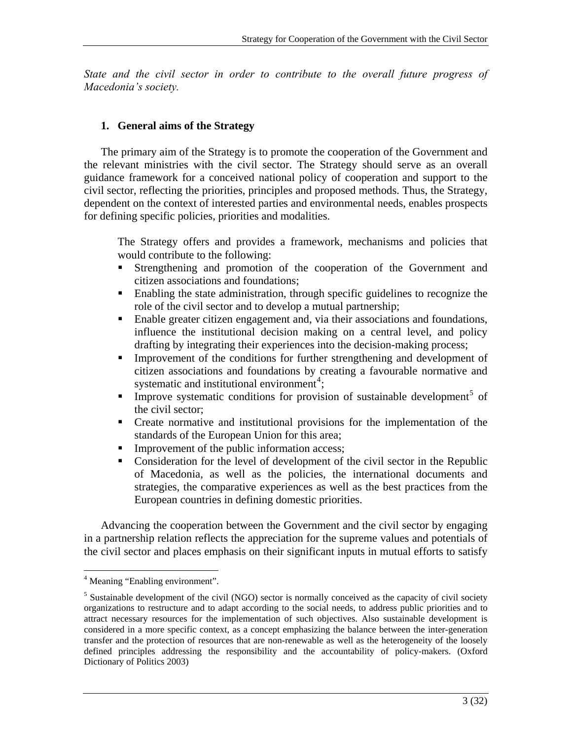*State and the civil sector in order to contribute to the overall future progress of Macedonia's society.*

## 1. General aims of the Strategy

The primary aim of the Strategy is to promote the cooperation of the Government and the relevant ministries with the civil sector. The Strategy should serve as an overall guidance framework for a conceived national policy of cooperation and support to the civil sector, reflecting the priorities, principles and proposed methods. Thus, the Strategy, dependent on the context of interested parties and environmental needs, enables prospects for defining specific policies, priorities and modalities.

The Strategy offers and provides a framework, mechanisms and policies that would contribute to the following:

- Strengthening and promotion of the cooperation of the Government and citizen associations and foundations;
- Enabling the state administration, through specific guidelines to recognize the role of the civil sector and to develop a mutual partnership;
- Enable greater citizen engagement and, via their associations and foundations, influence the institutional decision making on a central level, and policy drafting by integrating their experiences into the decision-making process;
- Improvement of the conditions for further strengthening and development of citizen associations and foundations by creating a favourable normative and systematic and institutional environment[4];
- Improve systematic conditions for provision of sustainable development[5] of the civil sector;
- Create normative and institutional provisions for the implementation of the standards of the European Union for this area;
- Improvement of the public information access;
- Consideration for the level of development of the civil sector in the Republic of Macedonia, as well as the policies, the international documents and strategies, the comparative experiences as well as the best practices from the European countries in defining domestic priorities.

Advancing the cooperation between the Government and the civil sector by engaging in a partnership relation reflects the appreciation for the supreme values and potentials of the civil sector and places emphasis on their significant inputs in mutual efforts to satisfy

---

[4] Meaning "Enabling environment".

[5] Sustainable development of the civil (NGO) sector is normally conceived as the capacity of civil society organizations to restructure and to adapt according to the social needs, to address public priorities and to attract necessary resources for the implementation of such objectives. Also sustainable development is considered in a more specific context, as a concept emphasizing the balance between the inter-generation transfer and the protection of resources that are non-renewable as well as the heterogeneity of the loosely defined principles addressing the responsibility and the accountability of policy-makers. (Oxford Dictionary of Politics 2003)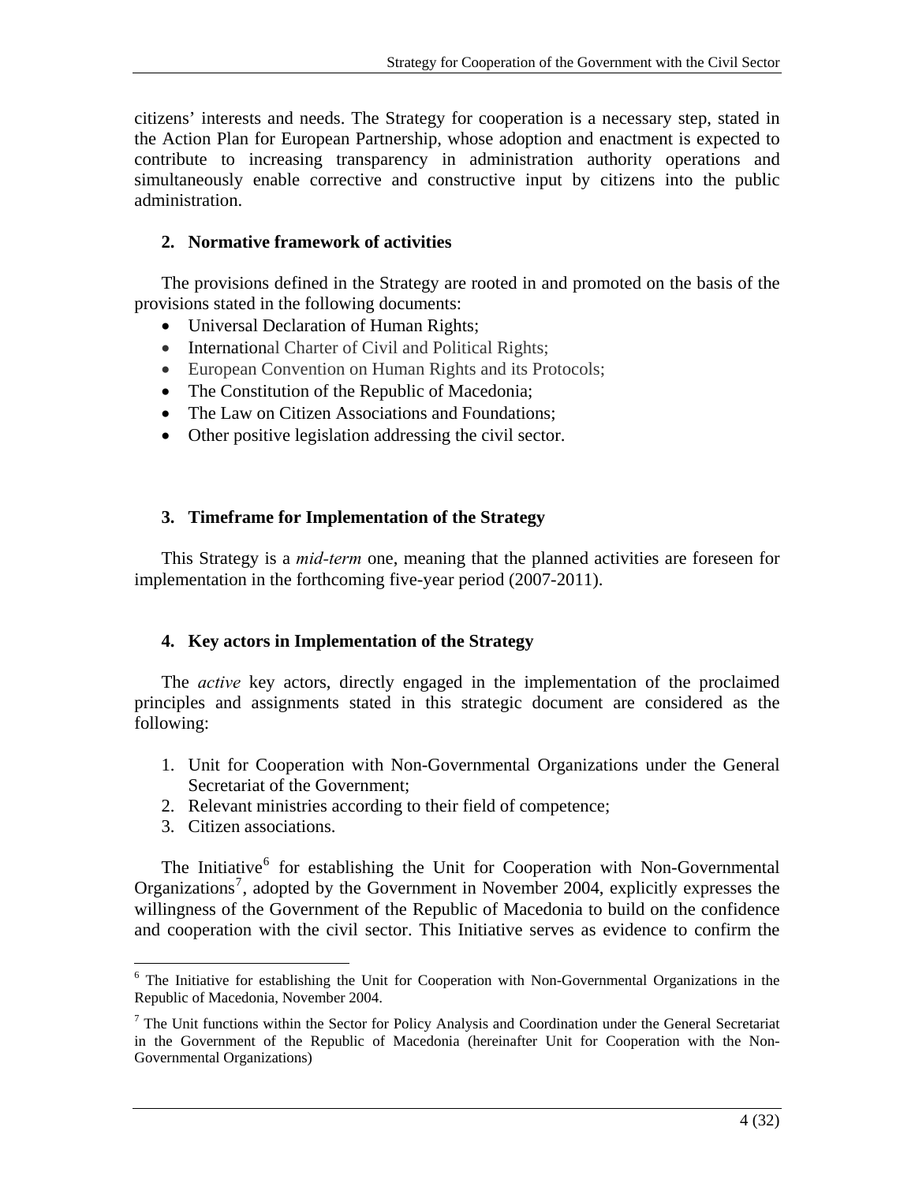citizens' interests and needs. The Strategy for cooperation is a necessary step, stated in the Action Plan for European Partnership, whose adoption and enactment is expected to contribute to increasing transparency in administration authority operations and simultaneously enable corrective and constructive input by citizens into the public administration.

## 2. Normative framework of activities

The provisions defined in the Strategy are rooted in and promoted on the basis of the provisions stated in the following documents:

- Universal Declaration of Human Rights;
- International Charter of Civil and Political Rights;
- European Convention on Human Rights and its Protocols;
- The Constitution of the Republic of Macedonia;
- The Law on Citizen Associations and Foundations;
- Other positive legislation addressing the civil sector.

## 3. Timeframe for Implementation of the Strategy

This Strategy is a *mid-term* one, meaning that the planned activities are foreseen for implementation in the forthcoming five-year period (2007-2011).

## 4. Key actors in Implementation of the Strategy

The *active* key actors, directly engaged in the implementation of the proclaimed principles and assignments stated in this strategic document are considered as the following:

1. Unit for Cooperation with Non-Governmental Organizations under the General Secretariat of the Government;
2. Relevant ministries according to their field of competence;
3. Citizen associations.

The Initiative[6] for establishing the Unit for Cooperation with Non-Governmental Organizations[7], adopted by the Government in November 2004, explicitly expresses the willingness of the Government of the Republic of Macedonia to build on the confidence and cooperation with the civil sector. This Initiative serves as evidence to confirm the

[6] The Initiative for establishing the Unit for Cooperation with Non-Governmental Organizations in the Republic of Macedonia, November 2004.

[7] The Unit functions within the Sector for Policy Analysis and Coordination under the General Secretariat in the Government of the Republic of Macedonia (hereinafter Unit for Cooperation with the Non-Governmental Organizations)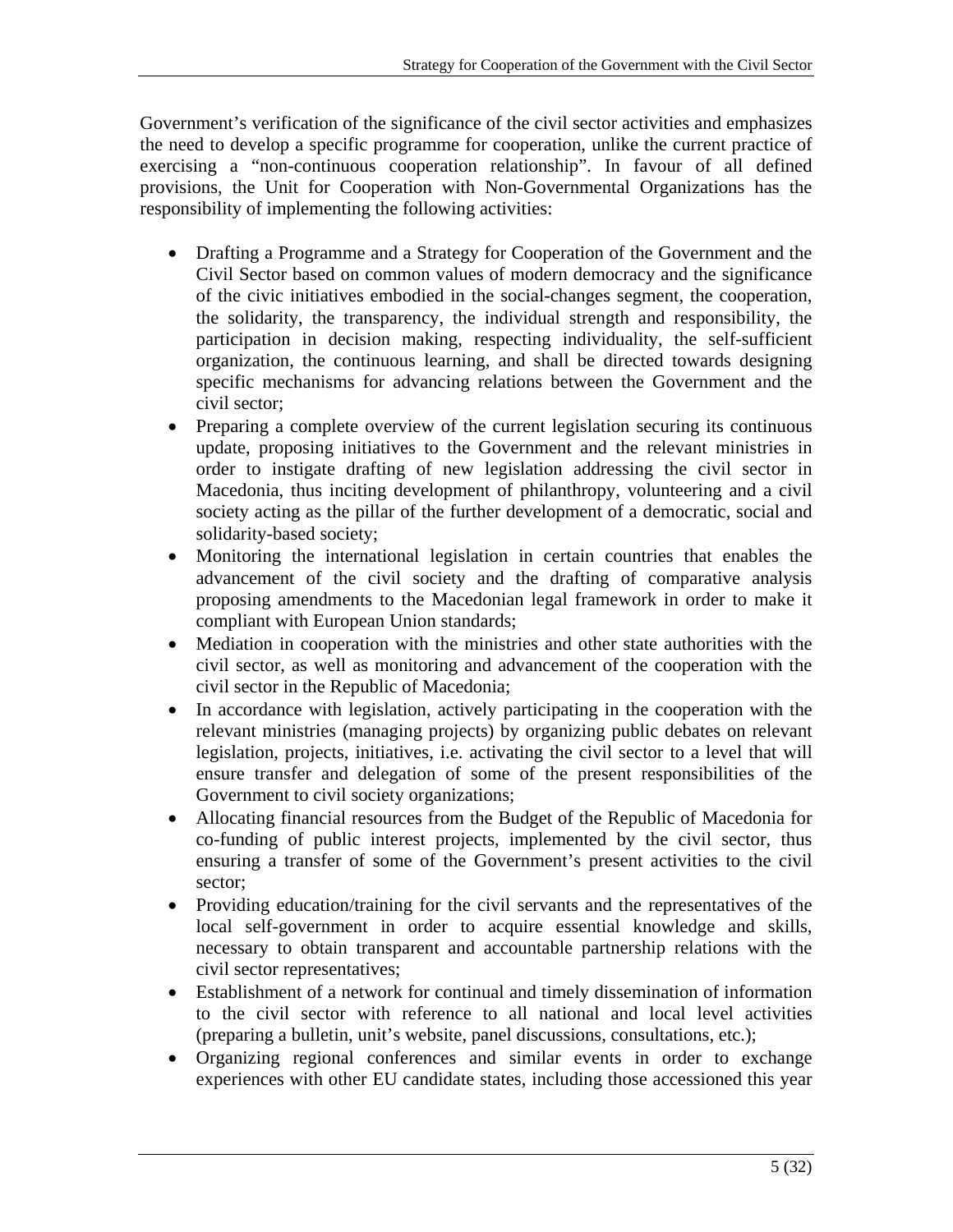Government's verification of the significance of the civil sector activities and emphasizes the need to develop a specific programme for cooperation, unlike the current practice of exercising a "non-continuous cooperation relationship". In favour of all defined provisions, the Unit for Cooperation with Non-Governmental Organizations has the responsibility of implementing the following activities:

- Drafting a Programme and a Strategy for Cooperation of the Government and the Civil Sector based on common values of modern democracy and the significance of the civic initiatives embodied in the social-changes segment, the cooperation, the solidarity, the transparency, the individual strength and responsibility, the participation in decision making, respecting individuality, the self-sufficient organization, the continuous learning, and shall be directed towards designing specific mechanisms for advancing relations between the Government and the civil sector;
- Preparing a complete overview of the current legislation securing its continuous update, proposing initiatives to the Government and the relevant ministries in order to instigate drafting of new legislation addressing the civil sector in Macedonia, thus inciting development of philanthropy, volunteering and a civil society acting as the pillar of the further development of a democratic, social and solidarity-based society;
- Monitoring the international legislation in certain countries that enables the advancement of the civil society and the drafting of comparative analysis proposing amendments to the Macedonian legal framework in order to make it compliant with European Union standards;
- Mediation in cooperation with the ministries and other state authorities with the civil sector, as well as monitoring and advancement of the cooperation with the civil sector in the Republic of Macedonia;
- In accordance with legislation, actively participating in the cooperation with the relevant ministries (managing projects) by organizing public debates on relevant legislation, projects, initiatives, i.e. activating the civil sector to a level that will ensure transfer and delegation of some of the present responsibilities of the Government to civil society organizations;
- Allocating financial resources from the Budget of the Republic of Macedonia for co-funding of public interest projects, implemented by the civil sector, thus ensuring a transfer of some of the Government's present activities to the civil sector;
- Providing education/training for the civil servants and the representatives of the local self-government in order to acquire essential knowledge and skills, necessary to obtain transparent and accountable partnership relations with the civil sector representatives;
- Establishment of a network for continual and timely dissemination of information to the civil sector with reference to all national and local level activities (preparing a bulletin, unit's website, panel discussions, consultations, etc.);
- Organizing regional conferences and similar events in order to exchange experiences with other EU candidate states, including those accessioned this year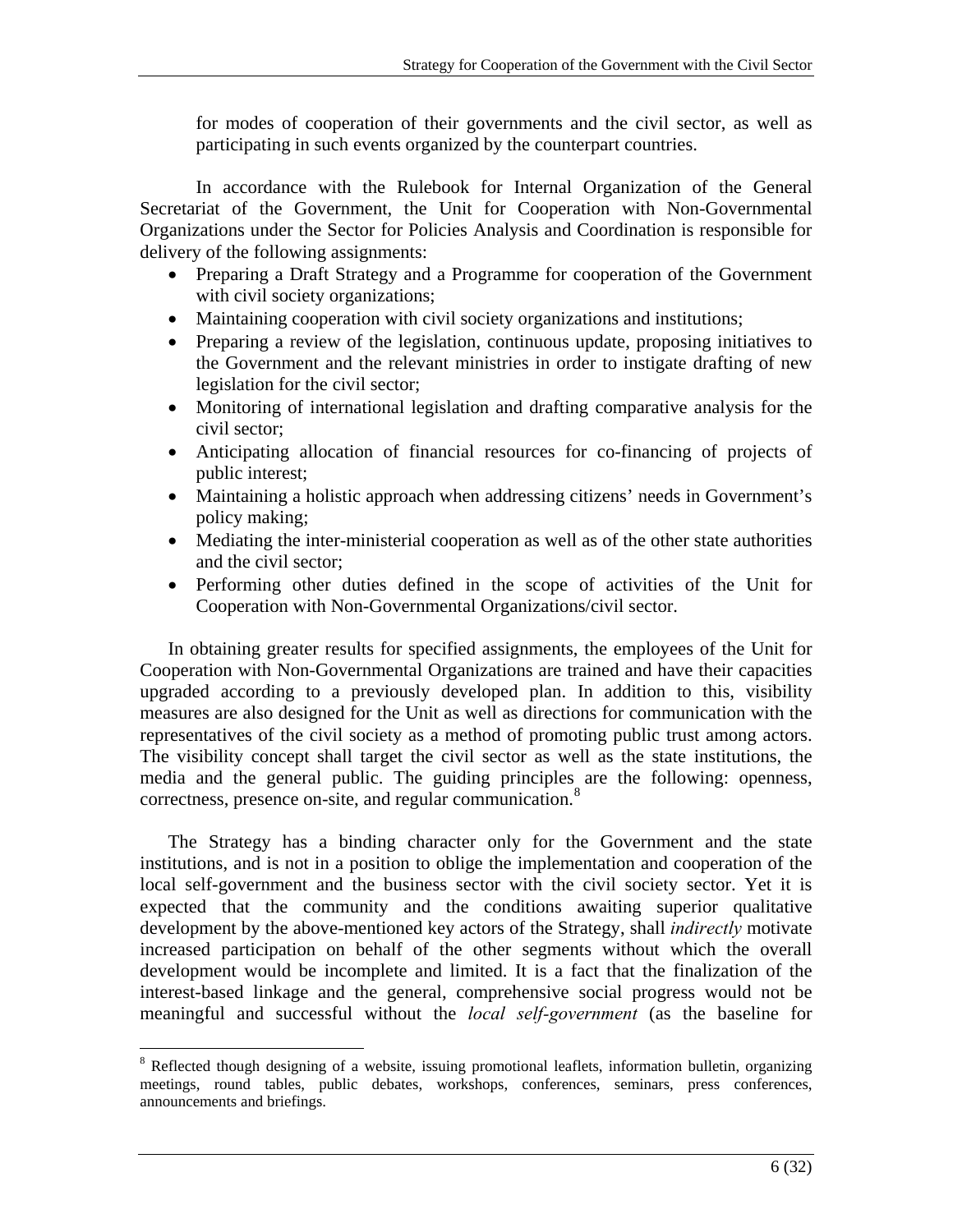for modes of cooperation of their governments and the civil sector, as well as participating in such events organized by the counterpart countries.

In accordance with the Rulebook for Internal Organization of the General Secretariat of the Government, the Unit for Cooperation with Non-Governmental Organizations under the Sector for Policies Analysis and Coordination is responsible for delivery of the following assignments:

- Preparing a Draft Strategy and a Programme for cooperation of the Government with civil society organizations;
- Maintaining cooperation with civil society organizations and institutions;
- Preparing a review of the legislation, continuous update, proposing initiatives to the Government and the relevant ministries in order to instigate drafting of new legislation for the civil sector;
- Monitoring of international legislation and drafting comparative analysis for the civil sector;
- Anticipating allocation of financial resources for co-financing of projects of public interest;
- Maintaining a holistic approach when addressing citizens' needs in Government's policy making;
- Mediating the inter-ministerial cooperation as well as of the other state authorities and the civil sector;
- Performing other duties defined in the scope of activities of the Unit for Cooperation with Non-Governmental Organizations/civil sector.

In obtaining greater results for specified assignments, the employees of the Unit for Cooperation with Non-Governmental Organizations are trained and have their capacities upgraded according to a previously developed plan. In addition to this, visibility measures are also designed for the Unit as well as directions for communication with the representatives of the civil society as a method of promoting public trust among actors. The visibility concept shall target the civil sector as well as the state institutions, the media and the general public. The guiding principles are the following: openness, correctness, presence on-site, and regular communication.[8]

The Strategy has a binding character only for the Government and the state institutions, and is not in a position to oblige the implementation and cooperation of the local self-government and the business sector with the civil society sector. Yet it is expected that the community and the conditions awaiting superior qualitative development by the above-mentioned key actors of the Strategy, shall *indirectly* motivate increased participation on behalf of the other segments without which the overall development would be incomplete and limited. It is a fact that the finalization of the interest-based linkage and the general, comprehensive social progress would not be meaningful and successful without the *local self-government* (as the baseline for

[8] Reflected though designing of a website, issuing promotional leaflets, information bulletin, organizing meetings, round tables, public debates, workshops, conferences, seminars, press conferences, announcements and briefings.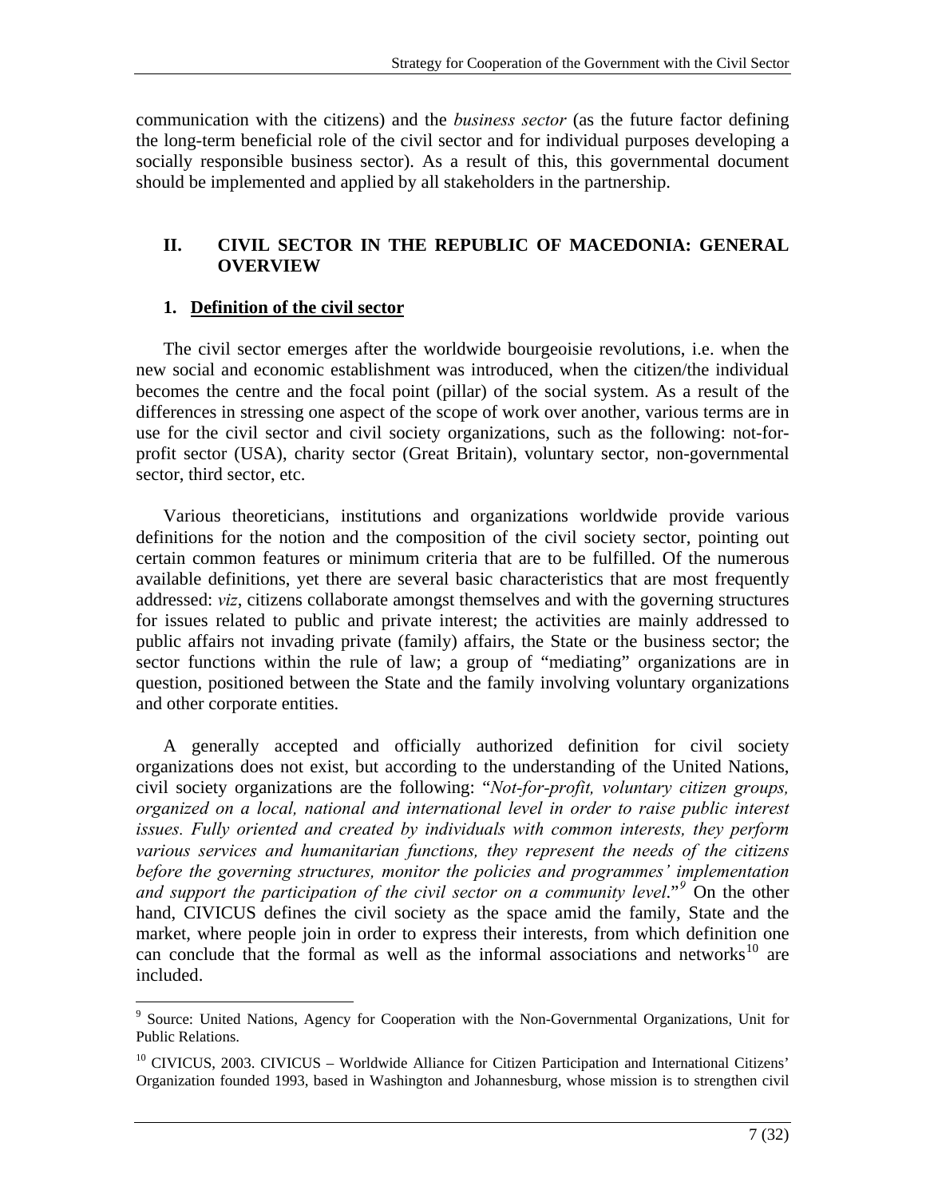communication with the citizens) and the *business sector* (as the future factor defining the long-term beneficial role of the civil sector and for individual purposes developing a socially responsible business sector). As a result of this, this governmental document should be implemented and applied by all stakeholders in the partnership.

## II. CIVIL SECTOR IN THE REPUBLIC OF MACEDONIA: GENERAL OVERVIEW

### 1. Definition of the civil sector

The civil sector emerges after the worldwide bourgeoisie revolutions, i.e. when the new social and economic establishment was introduced, when the citizen/the individual becomes the centre and the focal point (pillar) of the social system. As a result of the differences in stressing one aspect of the scope of work over another, various terms are in use for the civil sector and civil society organizations, such as the following: not-for-profit sector (USA), charity sector (Great Britain), voluntary sector, non-governmental sector, third sector, etc.

Various theoreticians, institutions and organizations worldwide provide various definitions for the notion and the composition of the civil society sector, pointing out certain common features or minimum criteria that are to be fulfilled. Of the numerous available definitions, yet there are several basic characteristics that are most frequently addressed: *viz*, citizens collaborate amongst themselves and with the governing structures for issues related to public and private interest; the activities are mainly addressed to public affairs not invading private (family) affairs, the State or the business sector; the sector functions within the rule of law; a group of "mediating" organizations are in question, positioned between the State and the family involving voluntary organizations and other corporate entities.

A generally accepted and officially authorized definition for civil society organizations does not exist, but according to the understanding of the United Nations, civil society organizations are the following: "*Not-for-profit, voluntary citizen groups, organized on a local, national and international level in order to raise public interest issues. Fully oriented and created by individuals with common interests, they perform various services and humanitarian functions, they represent the needs of the citizens before the governing structures, monitor the policies and programmes' implementation and support the participation of the civil sector on a community level*."[9] On the other hand, CIVICUS defines the civil society as the space amid the family, State and the market, where people join in order to express their interests, from which definition one can conclude that the formal as well as the informal associations and networks[10] are included.

---

[9] Source: United Nations, Agency for Cooperation with the Non-Governmental Organizations, Unit for Public Relations.

[10] CIVICUS, 2003. CIVICUS – Worldwide Alliance for Citizen Participation and International Citizens' Organization founded 1993, based in Washington and Johannesburg, whose mission is to strengthen civil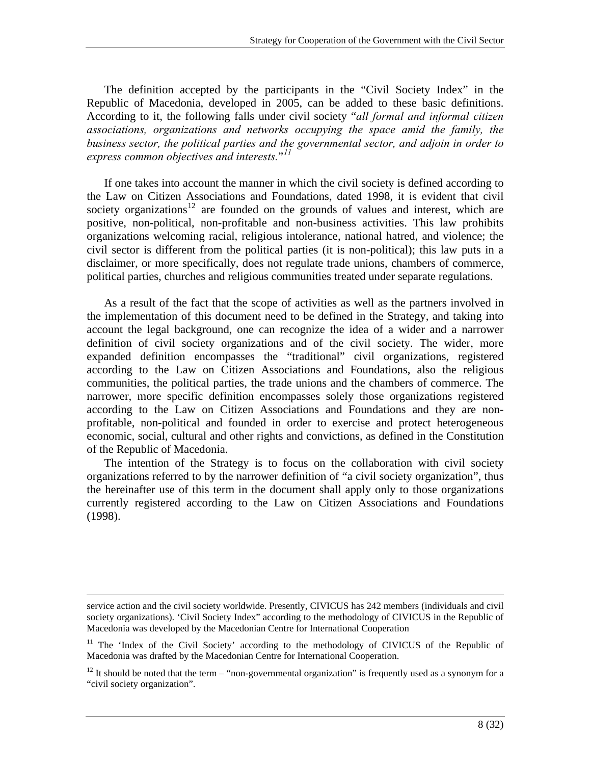The definition accepted by the participants in the "Civil Society Index" in the Republic of Macedonia, developed in 2005, can be added to these basic definitions. According to it, the following falls under civil society "*all formal and informal citizen associations, organizations and networks occupying the space amid the family, the business sector, the political parties and the governmental sector, and adjoin in order to express common objectives and interests.*"[11]

If one takes into account the manner in which the civil society is defined according to the Law on Citizen Associations and Foundations, dated 1998, it is evident that civil society organizations[12] are founded on the grounds of values and interest, which are positive, non-political, non-profitable and non-business activities. This law prohibits organizations welcoming racial, religious intolerance, national hatred, and violence; the civil sector is different from the political parties (it is non-political); this law puts in a disclaimer, or more specifically, does not regulate trade unions, chambers of commerce, political parties, churches and religious communities treated under separate regulations.

As a result of the fact that the scope of activities as well as the partners involved in the implementation of this document need to be defined in the Strategy, and taking into account the legal background, one can recognize the idea of a wider and a narrower definition of civil society organizations and of the civil society. The wider, more expanded definition encompasses the "traditional" civil organizations, registered according to the Law on Citizen Associations and Foundations, also the religious communities, the political parties, the trade unions and the chambers of commerce. The narrower, more specific definition encompasses solely those organizations registered according to the Law on Citizen Associations and Foundations and they are non-profitable, non-political and founded in order to exercise and protect heterogeneous economic, social, cultural and other rights and convictions, as defined in the Constitution of the Republic of Macedonia.

The intention of the Strategy is to focus on the collaboration with civil society organizations referred to by the narrower definition of "a civil society organization", thus the hereinafter use of this term in the document shall apply only to those organizations currently registered according to the Law on Citizen Associations and Foundations (1998).

---

service action and the civil society worldwide. Presently, CIVICUS has 242 members (individuals and civil society organizations). 'Civil Society Index" according to the methodology of CIVICUS in the Republic of Macedonia was developed by the Macedonian Centre for International Cooperation

[11] The 'Index of the Civil Society' according to the methodology of CIVICUS of the Republic of Macedonia was drafted by the Macedonian Centre for International Cooperation.

[12] It should be noted that the term – "non-governmental organization" is frequently used as a synonym for a "civil society organization".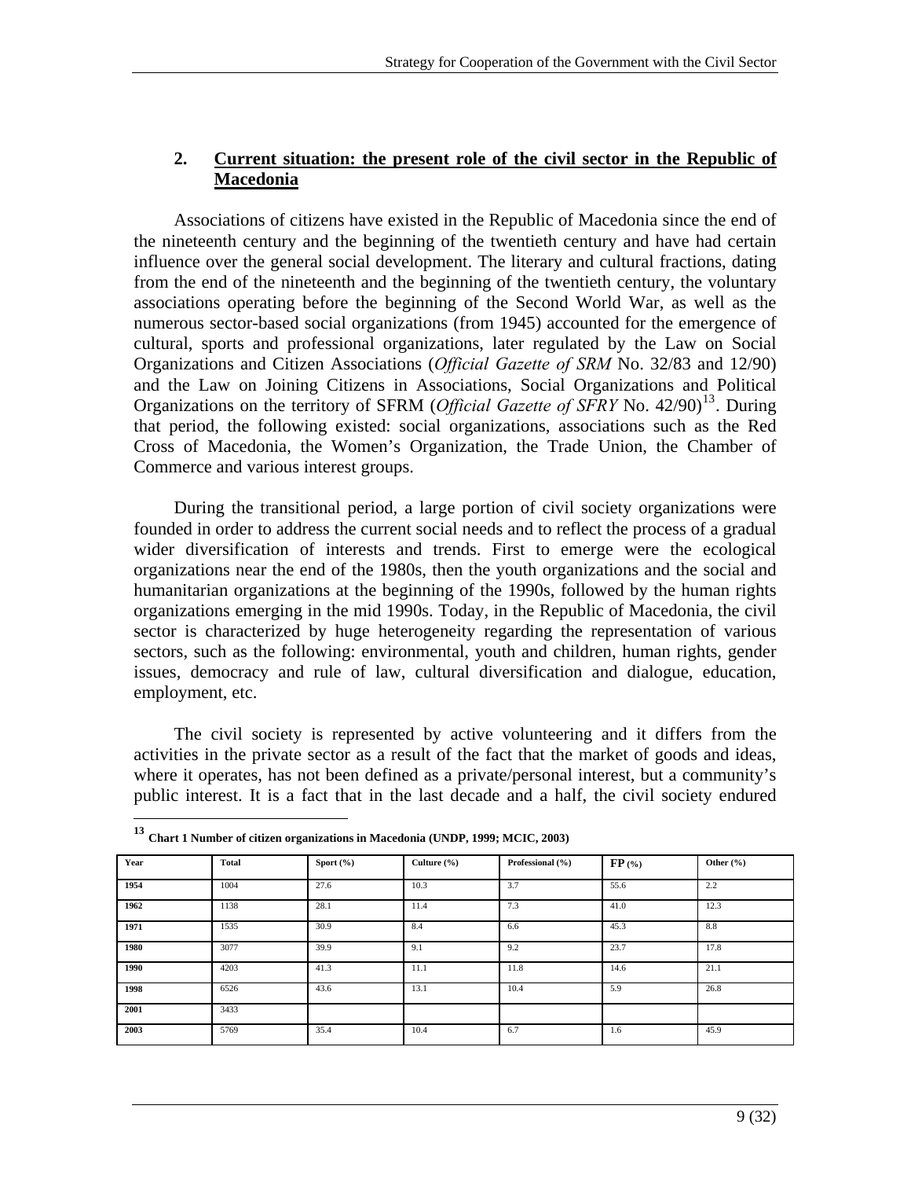## 2. Current situation: the present role of the civil sector in the Republic of Macedonia

Associations of citizens have existed in the Republic of Macedonia since the end of the nineteenth century and the beginning of the twentieth century and have had certain influence over the general social development. The literary and cultural fractions, dating from the end of the nineteenth and the beginning of the twentieth century, the voluntary associations operating before the beginning of the Second World War, as well as the numerous sector-based social organizations (from 1945) accounted for the emergence of cultural, sports and professional organizations, later regulated by the Law on Social Organizations and Citizen Associations (*Official Gazette of SRM* No. 32/83 and 12/90) and the Law on Joining Citizens in Associations, Social Organizations and Political Organizations on the territory of SFRM (*Official Gazette of SFRY* No. 42/90)[13]. During that period, the following existed: social organizations, associations such as the Red Cross of Macedonia, the Women's Organization, the Trade Union, the Chamber of Commerce and various interest groups.

During the transitional period, a large portion of civil society organizations were founded in order to address the current social needs and to reflect the process of a gradual wider diversification of interests and trends. First to emerge were the ecological organizations near the end of the 1980s, then the youth organizations and the social and humanitarian organizations at the beginning of the 1990s, followed by the human rights organizations emerging in the mid 1990s. Today, in the Republic of Macedonia, the civil sector is characterized by huge heterogeneity regarding the representation of various sectors, such as the following: environmental, youth and children, human rights, gender issues, democracy and rule of law, cultural diversification and dialogue, education, employment, etc.

The civil society is represented by active volunteering and it differs from the activities in the private sector as a result of the fact that the market of goods and ideas, where it operates, has not been defined as a private/personal interest, but a community's public interest. It is a fact that in the last decade and a half, the civil society endured

---

[13] **Chart 1 Number of citizen organizations in Macedonia (UNDP, 1999; MCIC, 2003)**

| Year | Total | Sport (%) | Culture (%) | Professional (%) | FP (%) | Other (%) |
|---|---|---|---|---|---|---|
| 1954 | 1004 | 27.6 | 10.3 | 3.7 | 55.6 | 2.2 |
| 1962 | 1138 | 28.1 | 11.4 | 7.3 | 41.0 | 12.3 |
| 1971 | 1535 | 30.9 | 8.4 | 6.6 | 45.3 | 8.8 |
| 1980 | 3077 | 39.9 | 9.1 | 9.2 | 23.7 | 17.8 |
| 1990 | 4203 | 41.3 | 11.1 | 11.8 | 14.6 | 21.1 |
| 1998 | 6526 | 43.6 | 13.1 | 10.4 | 5.9 | 26.8 |
| 2001 | 3433 | | | | | |
| 2003 | 5769 | 35.4 | 10.4 | 6.7 | 1.6 | 45.9 |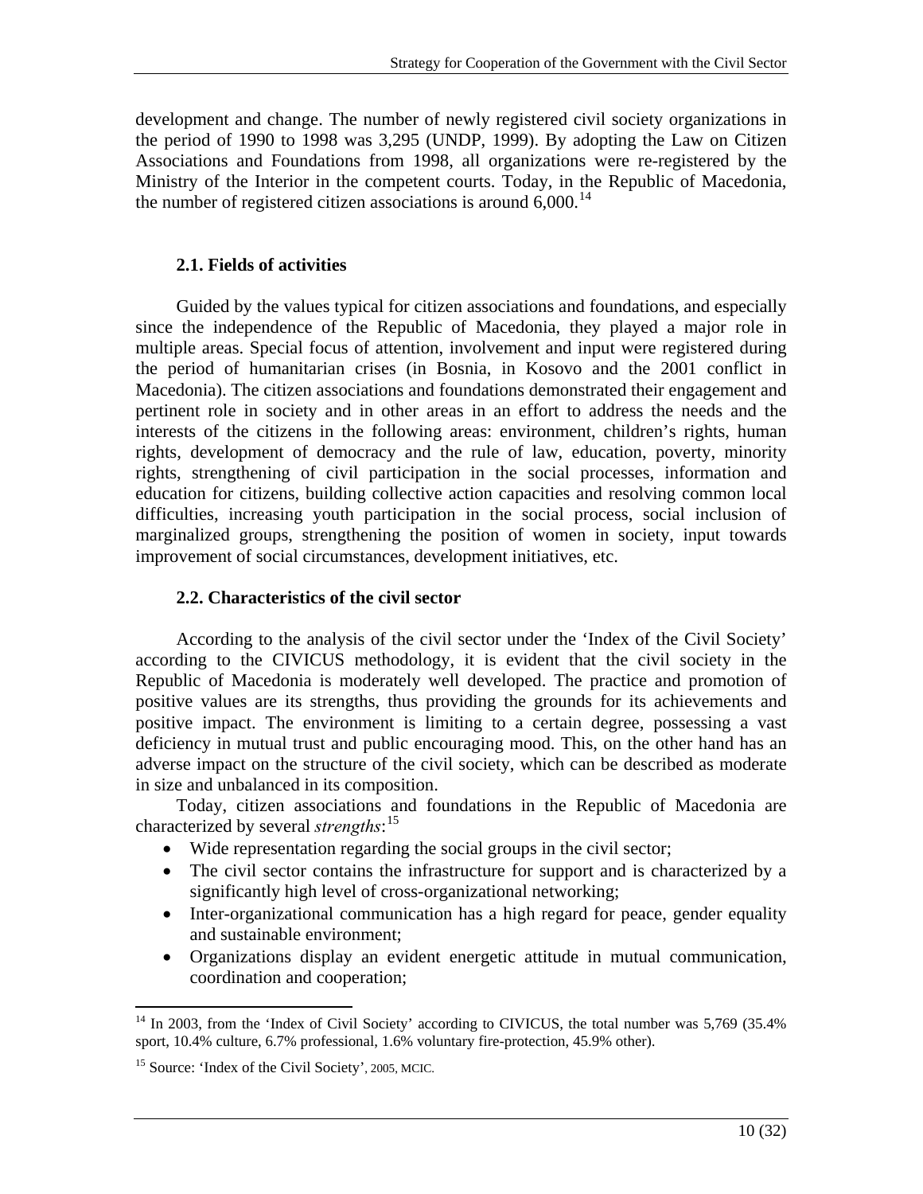development and change. The number of newly registered civil society organizations in the period of 1990 to 1998 was 3,295 (UNDP, 1999). By adopting the Law on Citizen Associations and Foundations from 1998, all organizations were re-registered by the Ministry of the Interior in the competent courts. Today, in the Republic of Macedonia, the number of registered citizen associations is around 6,000.[14]

### 2.1. Fields of activities

Guided by the values typical for citizen associations and foundations, and especially since the independence of the Republic of Macedonia, they played a major role in multiple areas. Special focus of attention, involvement and input were registered during the period of humanitarian crises (in Bosnia, in Kosovo and the 2001 conflict in Macedonia). The citizen associations and foundations demonstrated their engagement and pertinent role in society and in other areas in an effort to address the needs and the interests of the citizens in the following areas: environment, children's rights, human rights, development of democracy and the rule of law, education, poverty, minority rights, strengthening of civil participation in the social processes, information and education for citizens, building collective action capacities and resolving common local difficulties, increasing youth participation in the social process, social inclusion of marginalized groups, strengthening the position of women in society, input towards improvement of social circumstances, development initiatives, etc.

### 2.2. Characteristics of the civil sector

According to the analysis of the civil sector under the 'Index of the Civil Society' according to the CIVICUS methodology, it is evident that the civil society in the Republic of Macedonia is moderately well developed. The practice and promotion of positive values are its strengths, thus providing the grounds for its achievements and positive impact. The environment is limiting to a certain degree, possessing a vast deficiency in mutual trust and public encouraging mood. This, on the other hand has an adverse impact on the structure of the civil society, which can be described as moderate in size and unbalanced in its composition.

Today, citizen associations and foundations in the Republic of Macedonia are characterized by several *strengths*:[15]

- Wide representation regarding the social groups in the civil sector;
- The civil sector contains the infrastructure for support and is characterized by a significantly high level of cross-organizational networking;
- Inter-organizational communication has a high regard for peace, gender equality and sustainable environment;
- Organizations display an evident energetic attitude in mutual communication, coordination and cooperation;

---

[14] In 2003, from the 'Index of Civil Society' according to CIVICUS, the total number was 5,769 (35.4% sport, 10.4% culture, 6.7% professional, 1.6% voluntary fire-protection, 45.9% other).

[15] Source: 'Index of the Civil Society', 2005, MCIC.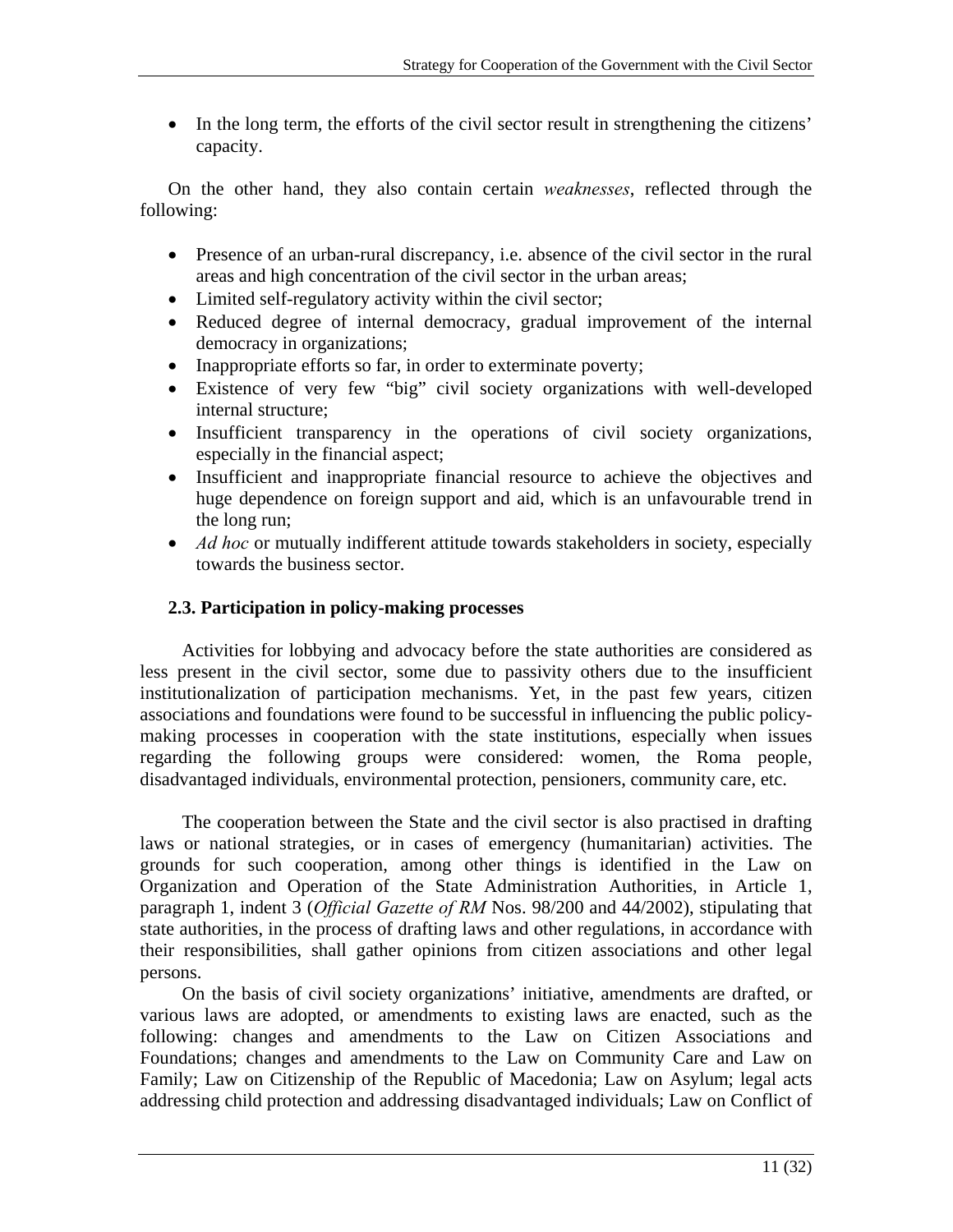- In the long term, the efforts of the civil sector result in strengthening the citizens' capacity.

On the other hand, they also contain certain *weaknesses*, reflected through the following:

- Presence of an urban-rural discrepancy, i.e. absence of the civil sector in the rural areas and high concentration of the civil sector in the urban areas;
- Limited self-regulatory activity within the civil sector;
- Reduced degree of internal democracy, gradual improvement of the internal democracy in organizations;
- Inappropriate efforts so far, in order to exterminate poverty;
- Existence of very few "big" civil society organizations with well-developed internal structure;
- Insufficient transparency in the operations of civil society organizations, especially in the financial aspect;
- Insufficient and inappropriate financial resource to achieve the objectives and huge dependence on foreign support and aid, which is an unfavourable trend in the long run;
- *Ad hoc* or mutually indifferent attitude towards stakeholders in society, especially towards the business sector.

### 2.3. Participation in policy-making processes

Activities for lobbying and advocacy before the state authorities are considered as less present in the civil sector, some due to passivity others due to the insufficient institutionalization of participation mechanisms. Yet, in the past few years, citizen associations and foundations were found to be successful in influencing the public policy-making processes in cooperation with the state institutions, especially when issues regarding the following groups were considered: women, the Roma people, disadvantaged individuals, environmental protection, pensioners, community care, etc.

The cooperation between the State and the civil sector is also practised in drafting laws or national strategies, or in cases of emergency (humanitarian) activities. The grounds for such cooperation, among other things is identified in the Law on Organization and Operation of the State Administration Authorities, in Article 1, paragraph 1, indent 3 (*Official Gazette of RM* Nos. 98/200 and 44/2002), stipulating that state authorities, in the process of drafting laws and other regulations, in accordance with their responsibilities, shall gather opinions from citizen associations and other legal persons.

On the basis of civil society organizations' initiative, amendments are drafted, or various laws are adopted, or amendments to existing laws are enacted, such as the following: changes and amendments to the Law on Citizen Associations and Foundations; changes and amendments to the Law on Community Care and Law on Family; Law on Citizenship of the Republic of Macedonia; Law on Asylum; legal acts addressing child protection and addressing disadvantaged individuals; Law on Conflict of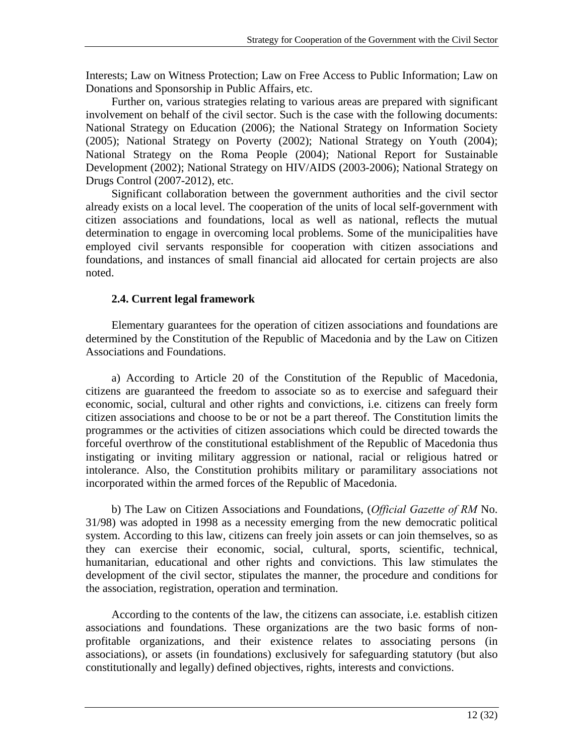Interests; Law on Witness Protection; Law on Free Access to Public Information; Law on Donations and Sponsorship in Public Affairs, etc.

Further on, various strategies relating to various areas are prepared with significant involvement on behalf of the civil sector. Such is the case with the following documents: National Strategy on Education (2006); the National Strategy on Information Society (2005); National Strategy on Poverty (2002); National Strategy on Youth (2004); National Strategy on the Roma People (2004); National Report for Sustainable Development (2002); National Strategy on HIV/AIDS (2003-2006); National Strategy on Drugs Control (2007-2012), etc.

Significant collaboration between the government authorities and the civil sector already exists on a local level. The cooperation of the units of local self-government with citizen associations and foundations, local as well as national, reflects the mutual determination to engage in overcoming local problems. Some of the municipalities have employed civil servants responsible for cooperation with citizen associations and foundations, and instances of small financial aid allocated for certain projects are also noted.

### 2.4. Current legal framework

Elementary guarantees for the operation of citizen associations and foundations are determined by the Constitution of the Republic of Macedonia and by the Law on Citizen Associations and Foundations.

a) According to Article 20 of the Constitution of the Republic of Macedonia, citizens are guaranteed the freedom to associate so as to exercise and safeguard their economic, social, cultural and other rights and convictions, i.e. citizens can freely form citizen associations and choose to be or not be a part thereof. The Constitution limits the programmes or the activities of citizen associations which could be directed towards the forceful overthrow of the constitutional establishment of the Republic of Macedonia thus instigating or inviting military aggression or national, racial or religious hatred or intolerance. Also, the Constitution prohibits military or paramilitary associations not incorporated within the armed forces of the Republic of Macedonia.

b) The Law on Citizen Associations and Foundations, (*Official Gazette of RM* No. 31/98) was adopted in 1998 as a necessity emerging from the new democratic political system. According to this law, citizens can freely join assets or can join themselves, so as they can exercise their economic, social, cultural, sports, scientific, technical, humanitarian, educational and other rights and convictions. This law stimulates the development of the civil sector, stipulates the manner, the procedure and conditions for the association, registration, operation and termination.

According to the contents of the law, the citizens can associate, i.e. establish citizen associations and foundations. These organizations are the two basic forms of non-profitable organizations, and their existence relates to associating persons (in associations), or assets (in foundations) exclusively for safeguarding statutory (but also constitutionally and legally) defined objectives, rights, interests and convictions.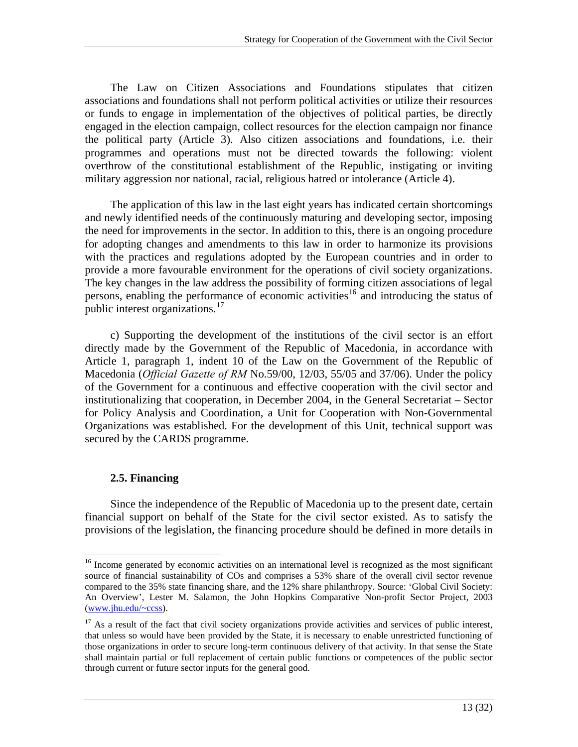The Law on Citizen Associations and Foundations stipulates that citizen associations and foundations shall not perform political activities or utilize their resources or funds to engage in implementation of the objectives of political parties, be directly engaged in the election campaign, collect resources for the election campaign nor finance the political party (Article 3). Also citizen associations and foundations, i.e. their programmes and operations must not be directed towards the following: violent overthrow of the constitutional establishment of the Republic, instigating or inviting military aggression nor national, racial, religious hatred or intolerance (Article 4).

The application of this law in the last eight years has indicated certain shortcomings and newly identified needs of the continuously maturing and developing sector, imposing the need for improvements in the sector. In addition to this, there is an ongoing procedure for adopting changes and amendments to this law in order to harmonize its provisions with the practices and regulations adopted by the European countries and in order to provide a more favourable environment for the operations of civil society organizations. The key changes in the law address the possibility of forming citizen associations of legal persons, enabling the performance of economic activities[16] and introducing the status of public interest organizations.[17]

c) Supporting the development of the institutions of the civil sector is an effort directly made by the Government of the Republic of Macedonia, in accordance with Article 1, paragraph 1, indent 10 of the Law on the Government of the Republic of Macedonia (*Official Gazette of RM* No.59/00, 12/03, 55/05 and 37/06). Under the policy of the Government for a continuous and effective cooperation with the civil sector and institutionalizing that cooperation, in December 2004, in the General Secretariat – Sector for Policy Analysis and Coordination, a Unit for Cooperation with Non-Governmental Organizations was established. For the development of this Unit, technical support was secured by the CARDS programme.

### 2.5. Financing

Since the independence of the Republic of Macedonia up to the present date, certain financial support on behalf of the State for the civil sector existed. As to satisfy the provisions of the legislation, the financing procedure should be defined in more details in

---

[16] Income generated by economic activities on an international level is recognized as the most significant source of financial sustainability of COs and comprises a 53% share of the overall civil sector revenue compared to the 35% state financing share, and the 12% share philanthropy. Source: 'Global Civil Society: An Overview', Lester M. Salamon, the John Hopkins Comparative Non-profit Sector Project, 2003 (www.jhu.edu/~ccss).

[17] As a result of the fact that civil society organizations provide activities and services of public interest, that unless so would have been provided by the State, it is necessary to enable unrestricted functioning of those organizations in order to secure long-term continuous delivery of that activity. In that sense the State shall maintain partial or full replacement of certain public functions or competences of the public sector through current or future sector inputs for the general good.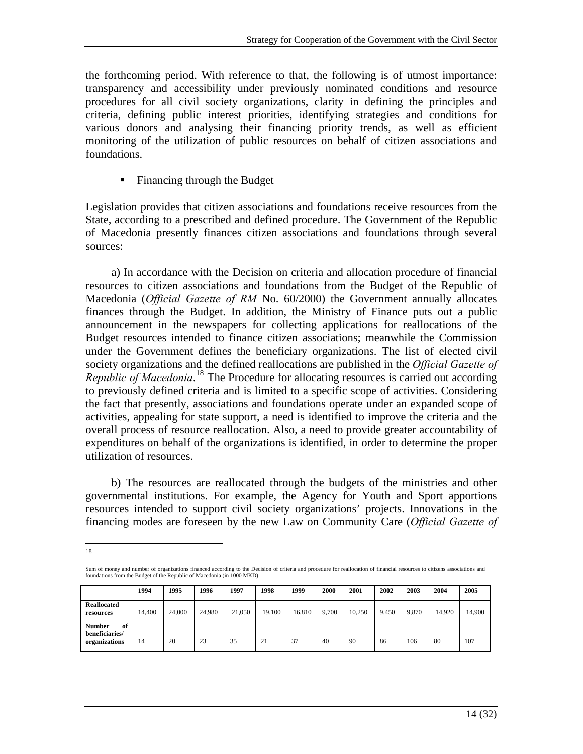the forthcoming period. With reference to that, the following is of utmost importance: transparency and accessibility under previously nominated conditions and resource procedures for all civil society organizations, clarity in defining the principles and criteria, defining public interest priorities, identifying strategies and conditions for various donors and analysing their financing priority trends, as well as efficient monitoring of the utilization of public resources on behalf of citizen associations and foundations.

- Financing through the Budget

Legislation provides that citizen associations and foundations receive resources from the State, according to a prescribed and defined procedure. The Government of the Republic of Macedonia presently finances citizen associations and foundations through several sources:

a) In accordance with the Decision on criteria and allocation procedure of financial resources to citizen associations and foundations from the Budget of the Republic of Macedonia (*Official Gazette of RM* No. 60/2000) the Government annually allocates finances through the Budget. In addition, the Ministry of Finance puts out a public announcement in the newspapers for collecting applications for reallocations of the Budget resources intended to finance citizen associations; meanwhile the Commission under the Government defines the beneficiary organizations. The list of elected civil society organizations and the defined reallocations are published in the *Official Gazette of Republic of Macedonia*.[18] The Procedure for allocating resources is carried out according to previously defined criteria and is limited to a specific scope of activities. Considering the fact that presently, associations and foundations operate under an expanded scope of activities, appealing for state support, a need is identified to improve the criteria and the overall process of resource reallocation. Also, a need to provide greater accountability of expenditures on behalf of the organizations is identified, in order to determine the proper utilization of resources.

b) The resources are reallocated through the budgets of the ministries and other governmental institutions. For example, the Agency for Youth and Sport apportions resources intended to support civil society organizations' projects. Innovations in the financing modes are foreseen by the new Law on Community Care (*Official Gazette of*

---

[18] Sum of money and number of organizations financed according to the Decision of criteria and procedure for reallocation of financial resources to citizens associations and foundations from the Budget of the Republic of Macedonia (in 1000 MKD)

| | 1994 | 1995 | 1996 | 1997 | 1998 | 1999 | 2000 | 2001 | 2002 | 2003 | 2004 | 2005 |
|---|---|---|---|---|---|---|---|---|---|---|---|---|
| **Reallocated resources** | 14,400 | 24,000 | 24,980 | 21,050 | 19,100 | 16,810 | 9,700 | 10,250 | 9,450 | 9,870 | 14,920 | 14,900 |
| **Number of beneficiaries/ organizations** | 14 | 20 | 23 | 35 | 21 | 37 | 40 | 90 | 86 | 106 | 80 | 107 |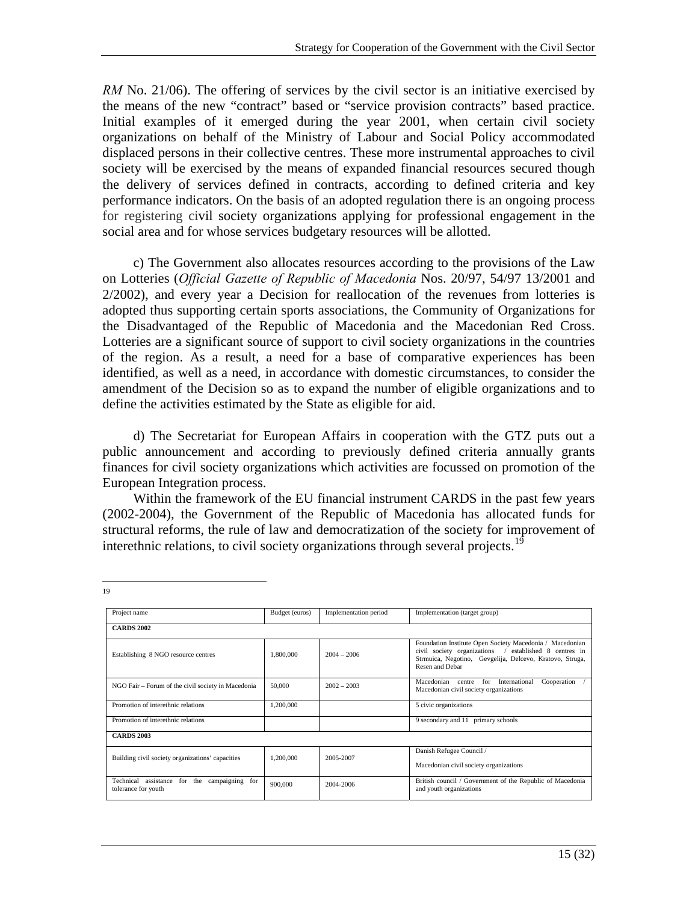*RM* No. 21/06). The offering of services by the civil sector is an initiative exercised by the means of the new "contract" based or "service provision contracts" based practice. Initial examples of it emerged during the year 2001, when certain civil society organizations on behalf of the Ministry of Labour and Social Policy accommodated displaced persons in their collective centres. These more instrumental approaches to civil society will be exercised by the means of expanded financial resources secured though the delivery of services defined in contracts, according to defined criteria and key performance indicators. On the basis of an adopted regulation there is an ongoing process for registering civil society organizations applying for professional engagement in the social area and for whose services budgetary resources will be allotted.

c) The Government also allocates resources according to the provisions of the Law on Lotteries (*Official Gazette of Republic of Macedonia* Nos. 20/97, 54/97 13/2001 and 2/2002), and every year a Decision for reallocation of the revenues from lotteries is adopted thus supporting certain sports associations, the Community of Organizations for the Disadvantaged of the Republic of Macedonia and the Macedonian Red Cross. Lotteries are a significant source of support to civil society organizations in the countries of the region. As a result, a need for a base of comparative experiences has been identified, as well as a need, in accordance with domestic circumstances, to consider the amendment of the Decision so as to expand the number of eligible organizations and to define the activities estimated by the State as eligible for aid.

d) The Secretariat for European Affairs in cooperation with the GTZ puts out a public announcement and according to previously defined criteria annually grants finances for civil society organizations which activities are focussed on promotion of the European Integration process.

Within the framework of the EU financial instrument CARDS in the past few years (2002-2004), the Government of the Republic of Macedonia has allocated funds for structural reforms, the rule of law and democratization of the society for improvement of interethnic relations, to civil society organizations through several projects.[19]

---

[19]

| Project name | Budget (euros) | Implementation period | Implementation (target group) |
|---|---|---|---|
| **CARDS 2002** | | | |
| Establishing 8 NGO resource centres | 1,800,000 | 2004 – 2006 | Foundation Institute Open Society Macedonia / Macedonian civil society organizations / established 8 centres in Strmuica, Negotino, Gevgelija, Delcevo, Kratovo, Struga, Resen and Debar |
| NGO Fair – Forum of the civil society in Macedonia | 50,000 | 2002 – 2003 | Macedonian centre for International Cooperation / Macedonian civil society organizations |
| Promotion of interethnic relations | 1,200,000 | | 5 civic organizations |
| Promotion of interethnic relations | | | 9 secondary and 11 primary schools |
| **CARDS 2003** | | | |
| Building civil society organizations' capacities | 1,200,000 | 2005-2007 | Danish Refugee Council / Macedonian civil society organizations |
| Technical assistance for the campaigning for tolerance for youth | 900,000 | 2004-2006 | British council / Government of the Republic of Macedonia and youth organizations |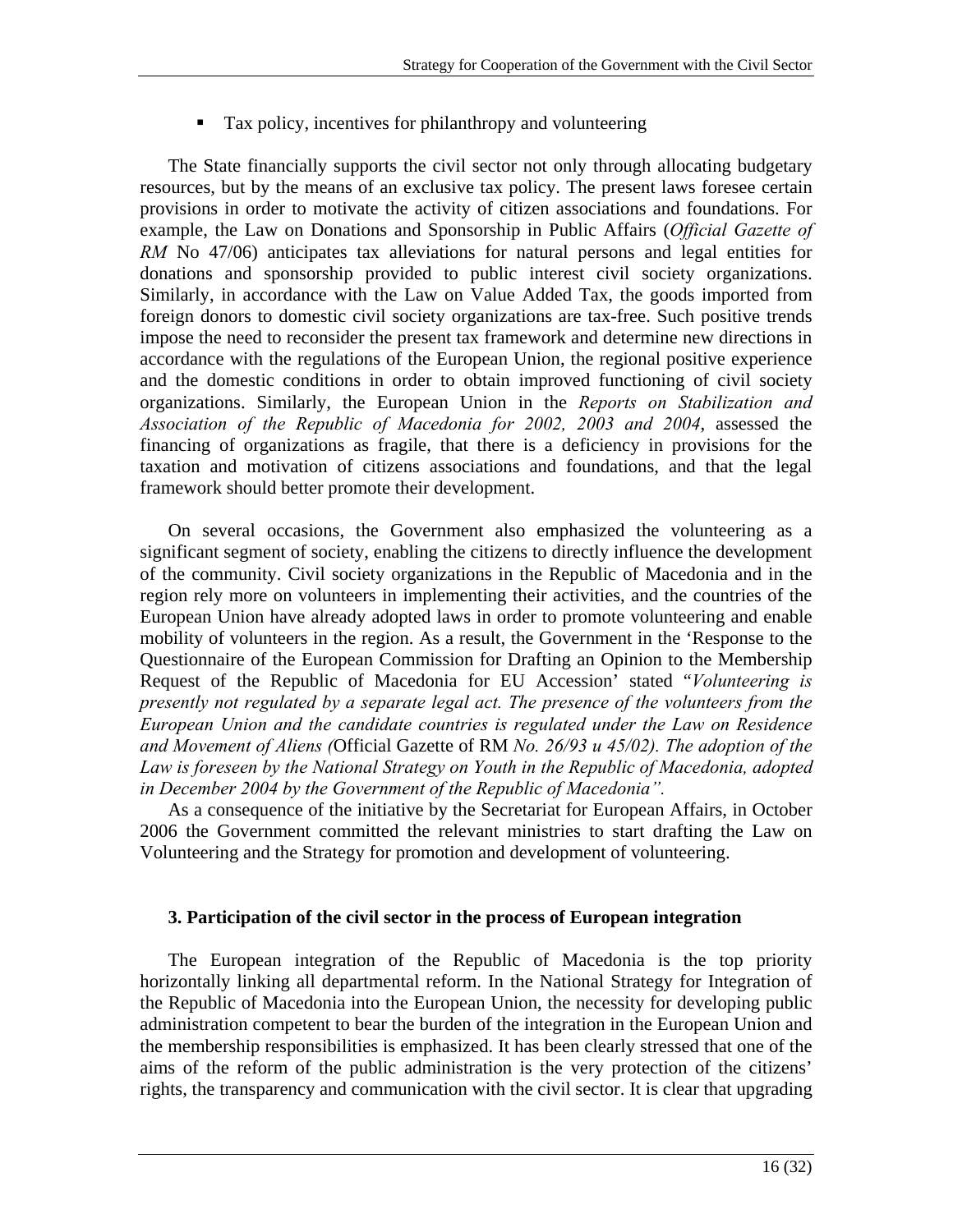- Tax policy, incentives for philanthropy and volunteering

The State financially supports the civil sector not only through allocating budgetary resources, but by the means of an exclusive tax policy. The present laws foresee certain provisions in order to motivate the activity of citizen associations and foundations. For example, the Law on Donations and Sponsorship in Public Affairs (*Official Gazette of RM* No 47/06) anticipates tax alleviations for natural persons and legal entities for donations and sponsorship provided to public interest civil society organizations. Similarly, in accordance with the Law on Value Added Tax, the goods imported from foreign donors to domestic civil society organizations are tax-free. Such positive trends impose the need to reconsider the present tax framework and determine new directions in accordance with the regulations of the European Union, the regional positive experience and the domestic conditions in order to obtain improved functioning of civil society organizations. Similarly, the European Union in the *Reports on Stabilization and Association of the Republic of Macedonia for 2002, 2003 and 2004*, assessed the financing of organizations as fragile, that there is a deficiency in provisions for the taxation and motivation of citizens associations and foundations, and that the legal framework should better promote their development.

On several occasions, the Government also emphasized the volunteering as a significant segment of society, enabling the citizens to directly influence the development of the community. Civil society organizations in the Republic of Macedonia and in the region rely more on volunteers in implementing their activities, and the countries of the European Union have already adopted laws in order to promote volunteering and enable mobility of volunteers in the region. As a result, the Government in the 'Response to the Questionnaire of the European Commission for Drafting an Opinion to the Membership Request of the Republic of Macedonia for EU Accession' stated "*Volunteering is presently not regulated by a separate legal act. The presence of the volunteers from the European Union and the candidate countries is regulated under the Law on Residence and Movement of Aliens (*Official Gazette of RM *No. 26/93 и 45/02). The adoption of the Law is foreseen by the National Strategy on Youth in the Republic of Macedonia, adopted in December 2004 by the Government of the Republic of Macedonia".*

As a consequence of the initiative by the Secretariat for European Affairs, in October 2006 the Government committed the relevant ministries to start drafting the Law on Volunteering and the Strategy for promotion and development of volunteering.

### 3. Participation of the civil sector in the process of European integration

The European integration of the Republic of Macedonia is the top priority horizontally linking all departmental reform. In the National Strategy for Integration of the Republic of Macedonia into the European Union, the necessity for developing public administration competent to bear the burden of the integration in the European Union and the membership responsibilities is emphasized. It has been clearly stressed that one of the aims of the reform of the public administration is the very protection of the citizens' rights, the transparency and communication with the civil sector. It is clear that upgrading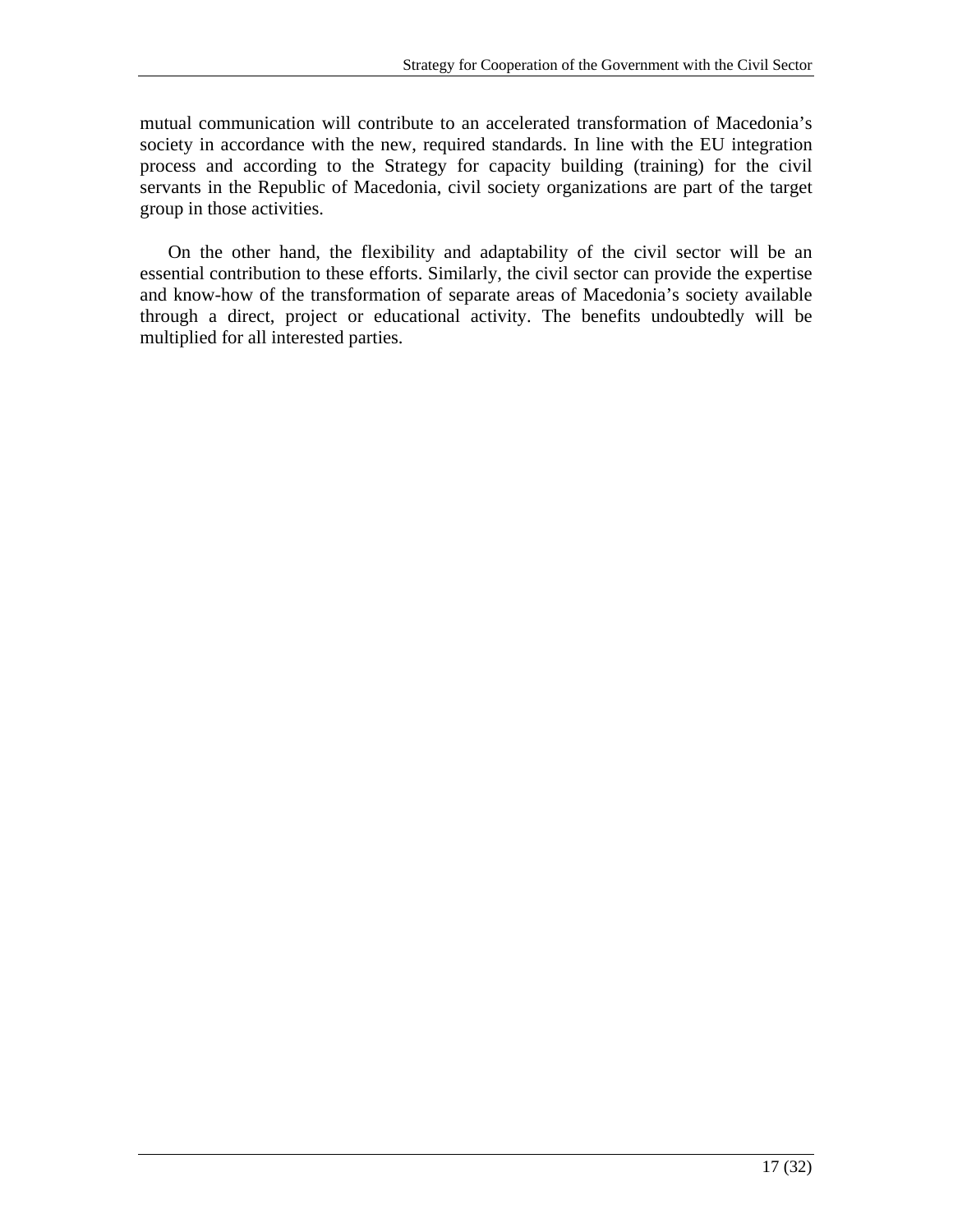mutual communication will contribute to an accelerated transformation of Macedonia's society in accordance with the new, required standards. In line with the EU integration process and according to the Strategy for capacity building (training) for the civil servants in the Republic of Macedonia, civil society organizations are part of the target group in those activities.

On the other hand, the flexibility and adaptability of the civil sector will be an essential contribution to these efforts. Similarly, the civil sector can provide the expertise and know-how of the transformation of separate areas of Macedonia's society available through a direct, project or educational activity. The benefits undoubtedly will be multiplied for all interested parties.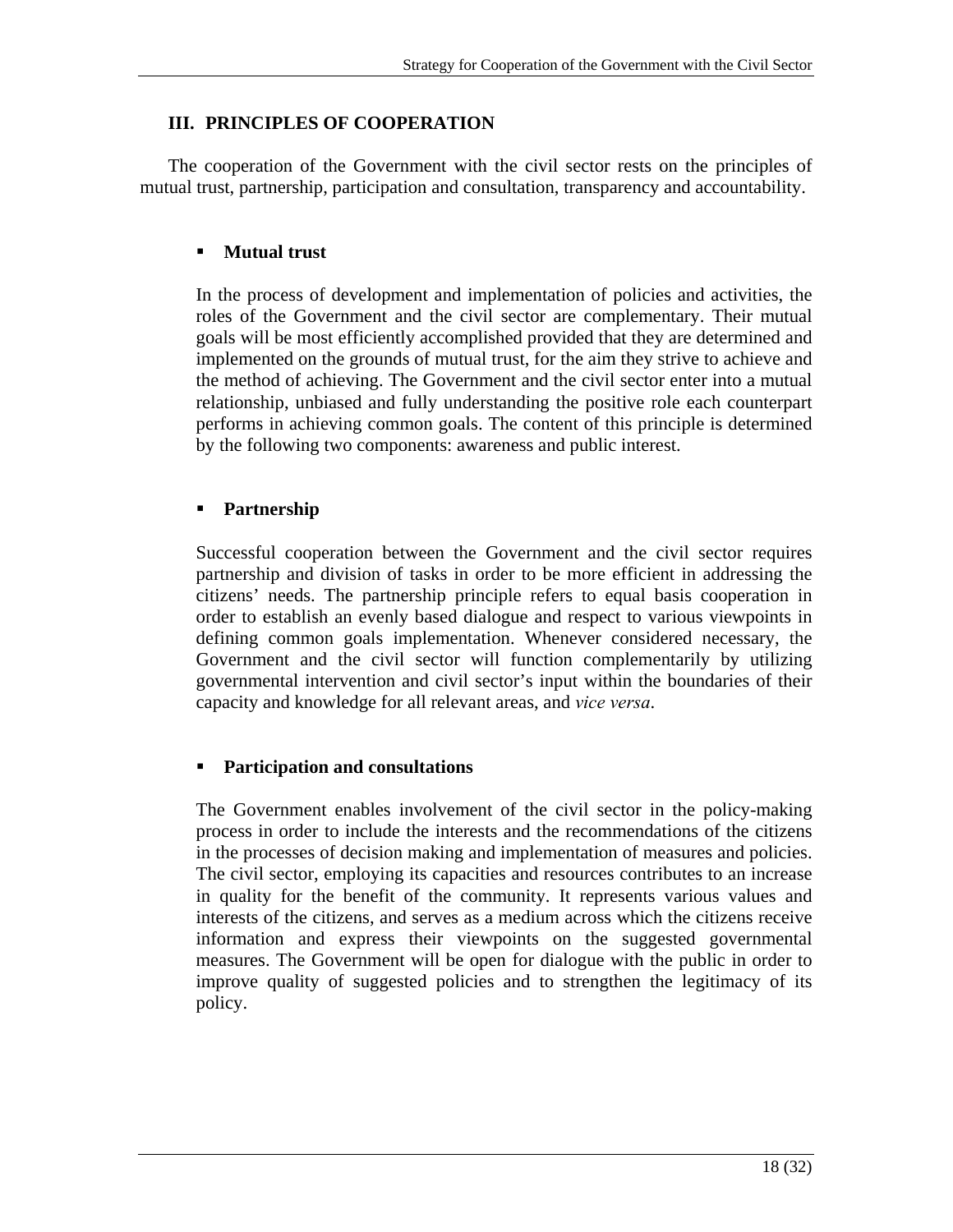## III. PRINCIPLES OF COOPERATION

The cooperation of the Government with the civil sector rests on the principles of mutual trust, partnership, participation and consultation, transparency and accountability.

- **Mutual trust**

  In the process of development and implementation of policies and activities, the roles of the Government and the civil sector are complementary. Their mutual goals will be most efficiently accomplished provided that they are determined and implemented on the grounds of mutual trust, for the aim they strive to achieve and the method of achieving. The Government and the civil sector enter into a mutual relationship, unbiased and fully understanding the positive role each counterpart performs in achieving common goals. The content of this principle is determined by the following two components: awareness and public interest.

- **Partnership**

  Successful cooperation between the Government and the civil sector requires partnership and division of tasks in order to be more efficient in addressing the citizens' needs. The partnership principle refers to equal basis cooperation in order to establish an evenly based dialogue and respect to various viewpoints in defining common goals implementation. Whenever considered necessary, the Government and the civil sector will function complementarily by utilizing governmental intervention and civil sector's input within the boundaries of their capacity and knowledge for all relevant areas, and *vice versa*.

- **Participation and consultations**

  The Government enables involvement of the civil sector in the policy-making process in order to include the interests and the recommendations of the citizens in the processes of decision making and implementation of measures and policies. The civil sector, employing its capacities and resources contributes to an increase in quality for the benefit of the community. It represents various values and interests of the citizens, and serves as a medium across which the citizens receive information and express their viewpoints on the suggested governmental measures. The Government will be open for dialogue with the public in order to improve quality of suggested policies and to strengthen the legitimacy of its policy.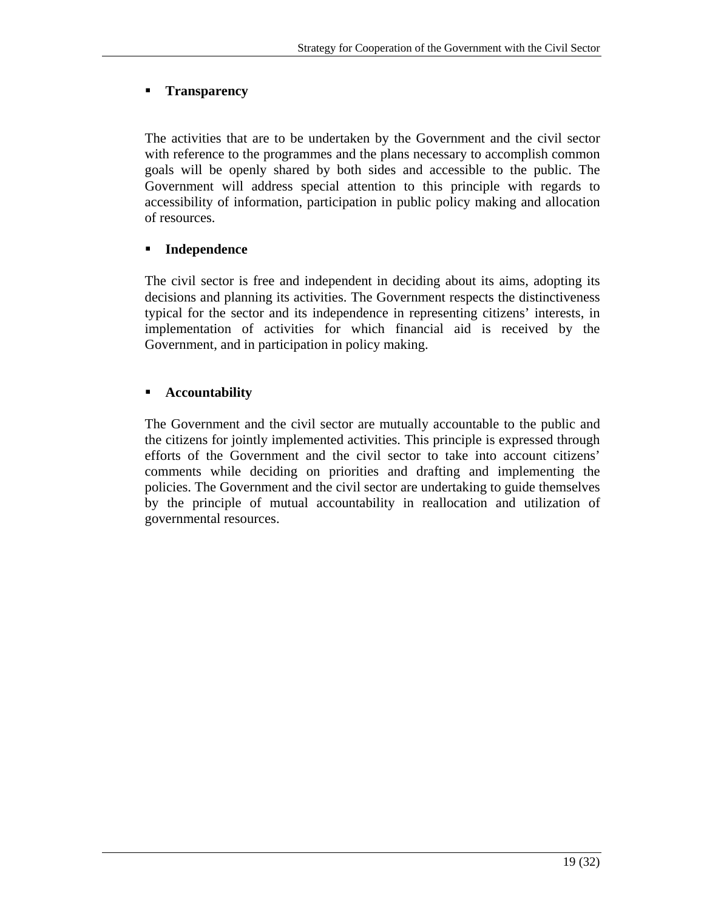- **Transparency**

The activities that are to be undertaken by the Government and the civil sector with reference to the programmes and the plans necessary to accomplish common goals will be openly shared by both sides and accessible to the public. The Government will address special attention to this principle with regards to accessibility of information, participation in public policy making and allocation of resources.

- **Independence**

The civil sector is free and independent in deciding about its aims, adopting its decisions and planning its activities. The Government respects the distinctiveness typical for the sector and its independence in representing citizens' interests, in implementation of activities for which financial aid is received by the Government, and in participation in policy making.

- **Accountability**

The Government and the civil sector are mutually accountable to the public and the citizens for jointly implemented activities. This principle is expressed through efforts of the Government and the civil sector to take into account citizens' comments while deciding on priorities and drafting and implementing the policies. The Government and the civil sector are undertaking to guide themselves by the principle of mutual accountability in reallocation and utilization of governmental resources.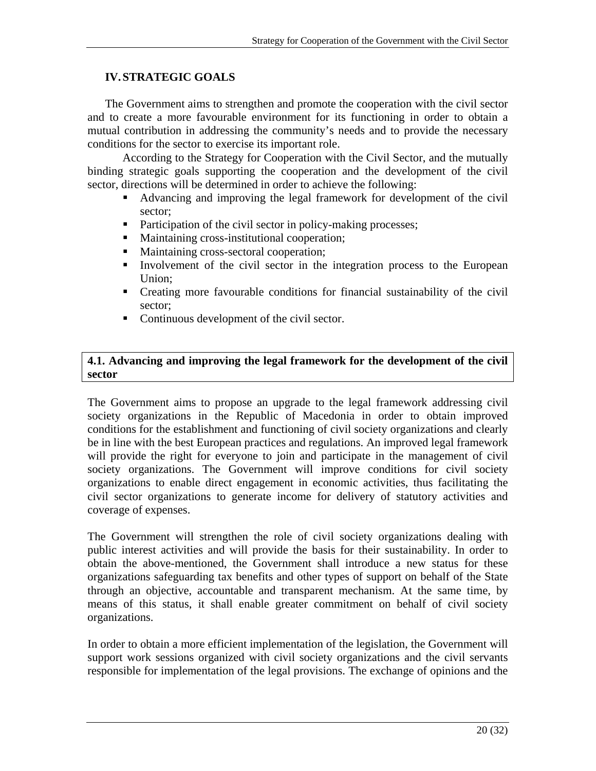## IV. STRATEGIC GOALS

The Government aims to strengthen and promote the cooperation with the civil sector and to create a more favourable environment for its functioning in order to obtain a mutual contribution in addressing the community's needs and to provide the necessary conditions for the sector to exercise its important role.

According to the Strategy for Cooperation with the Civil Sector, and the mutually binding strategic goals supporting the cooperation and the development of the civil sector, directions will be determined in order to achieve the following:

- Advancing and improving the legal framework for development of the civil sector;
- Participation of the civil sector in policy-making processes;
- Maintaining cross-institutional cooperation;
- Maintaining cross-sectoral cooperation;
- Involvement of the civil sector in the integration process to the European Union;
- Creating more favourable conditions for financial sustainability of the civil sector;
- Continuous development of the civil sector.

### 4.1. Advancing and improving the legal framework for the development of the civil sector

The Government aims to propose an upgrade to the legal framework addressing civil society organizations in the Republic of Macedonia in order to obtain improved conditions for the establishment and functioning of civil society organizations and clearly be in line with the best European practices and regulations. An improved legal framework will provide the right for everyone to join and participate in the management of civil society organizations. The Government will improve conditions for civil society organizations to enable direct engagement in economic activities, thus facilitating the civil sector organizations to generate income for delivery of statutory activities and coverage of expenses.

The Government will strengthen the role of civil society organizations dealing with public interest activities and will provide the basis for their sustainability. In order to obtain the above-mentioned, the Government shall introduce a new status for these organizations safeguarding tax benefits and other types of support on behalf of the State through an objective, accountable and transparent mechanism. At the same time, by means of this status, it shall enable greater commitment on behalf of civil society organizations.

In order to obtain a more efficient implementation of the legislation, the Government will support work sessions organized with civil society organizations and the civil servants responsible for implementation of the legal provisions. The exchange of opinions and the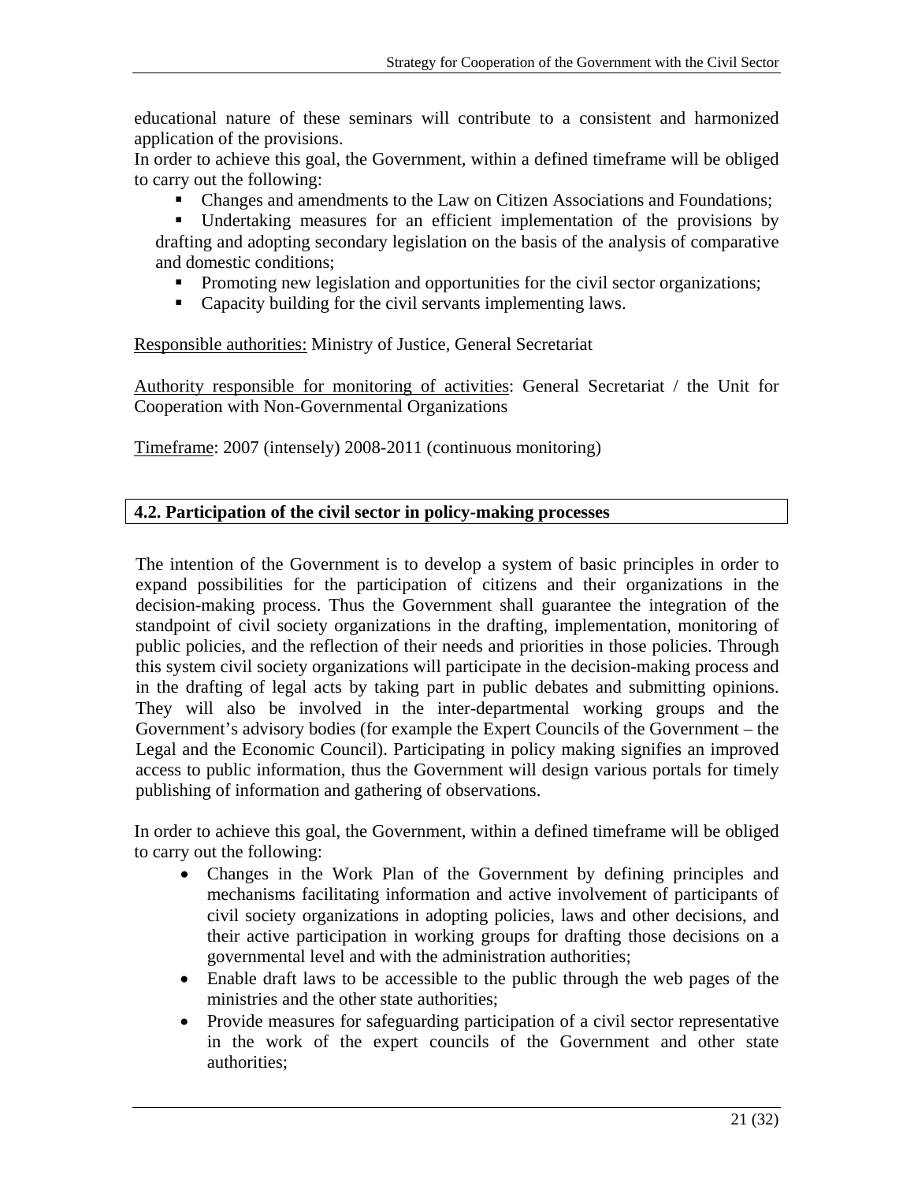educational nature of these seminars will contribute to a consistent and harmonized application of the provisions.

In order to achieve this goal, the Government, within a defined timeframe will be obliged to carry out the following:

- Changes and amendments to the Law on Citizen Associations and Foundations;
- Undertaking measures for an efficient implementation of the provisions by drafting and adopting secondary legislation on the basis of the analysis of comparative and domestic conditions;
- Promoting new legislation and opportunities for the civil sector organizations;
- Capacity building for the civil servants implementing laws.

Responsible authorities: Ministry of Justice, General Secretariat

Authority responsible for monitoring of activities: General Secretariat / the Unit for Cooperation with Non-Governmental Organizations

Timeframe: 2007 (intensely) 2008-2011 (continuous monitoring)

## 4.2. Participation of the civil sector in policy-making processes

The intention of the Government is to develop a system of basic principles in order to expand possibilities for the participation of citizens and their organizations in the decision-making process. Thus the Government shall guarantee the integration of the standpoint of civil society organizations in the drafting, implementation, monitoring of public policies, and the reflection of their needs and priorities in those policies. Through this system civil society organizations will participate in the decision-making process and in the drafting of legal acts by taking part in public debates and submitting opinions. They will also be involved in the inter-departmental working groups and the Government's advisory bodies (for example the Expert Councils of the Government – the Legal and the Economic Council). Participating in policy making signifies an improved access to public information, thus the Government will design various portals for timely publishing of information and gathering of observations.

In order to achieve this goal, the Government, within a defined timeframe will be obliged to carry out the following:

- Changes in the Work Plan of the Government by defining principles and mechanisms facilitating information and active involvement of participants of civil society organizations in adopting policies, laws and other decisions, and their active participation in working groups for drafting those decisions on a governmental level and with the administration authorities;
- Enable draft laws to be accessible to the public through the web pages of the ministries and the other state authorities;
- Provide measures for safeguarding participation of a civil sector representative in the work of the expert councils of the Government and other state authorities;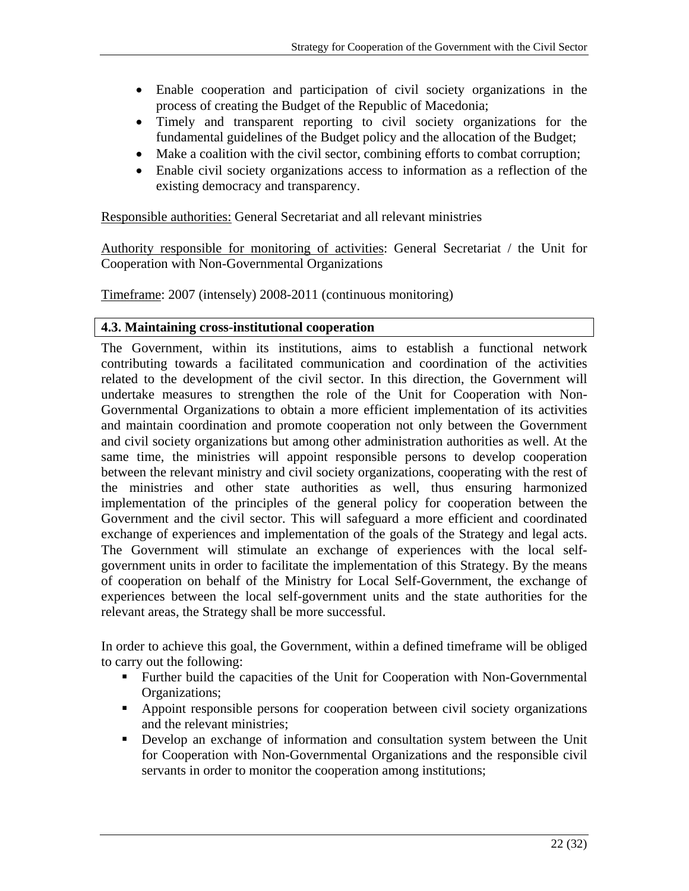- Enable cooperation and participation of civil society organizations in the process of creating the Budget of the Republic of Macedonia;
- Timely and transparent reporting to civil society organizations for the fundamental guidelines of the Budget policy and the allocation of the Budget;
- Make a coalition with the civil sector, combining efforts to combat corruption;
- Enable civil society organizations access to information as a reflection of the existing democracy and transparency.

Responsible authorities: General Secretariat and all relevant ministries

Authority responsible for monitoring of activities: General Secretariat / the Unit for Cooperation with Non-Governmental Organizations

Timeframe: 2007 (intensely) 2008-2011 (continuous monitoring)

### 4.3. Maintaining cross-institutional cooperation

The Government, within its institutions, aims to establish a functional network contributing towards a facilitated communication and coordination of the activities related to the development of the civil sector. In this direction, the Government will undertake measures to strengthen the role of the Unit for Cooperation with Non-Governmental Organizations to obtain a more efficient implementation of its activities and maintain coordination and promote cooperation not only between the Government and civil society organizations but among other administration authorities as well. At the same time, the ministries will appoint responsible persons to develop cooperation between the relevant ministry and civil society organizations, cooperating with the rest of the ministries and other state authorities as well, thus ensuring harmonized implementation of the principles of the general policy for cooperation between the Government and the civil sector. This will safeguard a more efficient and coordinated exchange of experiences and implementation of the goals of the Strategy and legal acts. The Government will stimulate an exchange of experiences with the local self-government units in order to facilitate the implementation of this Strategy. By the means of cooperation on behalf of the Ministry for Local Self-Government, the exchange of experiences between the local self-government units and the state authorities for the relevant areas, the Strategy shall be more successful.

In order to achieve this goal, the Government, within a defined timeframe will be obliged to carry out the following:

- Further build the capacities of the Unit for Cooperation with Non-Governmental Organizations;
- Appoint responsible persons for cooperation between civil society organizations and the relevant ministries;
- Develop an exchange of information and consultation system between the Unit for Cooperation with Non-Governmental Organizations and the responsible civil servants in order to monitor the cooperation among institutions;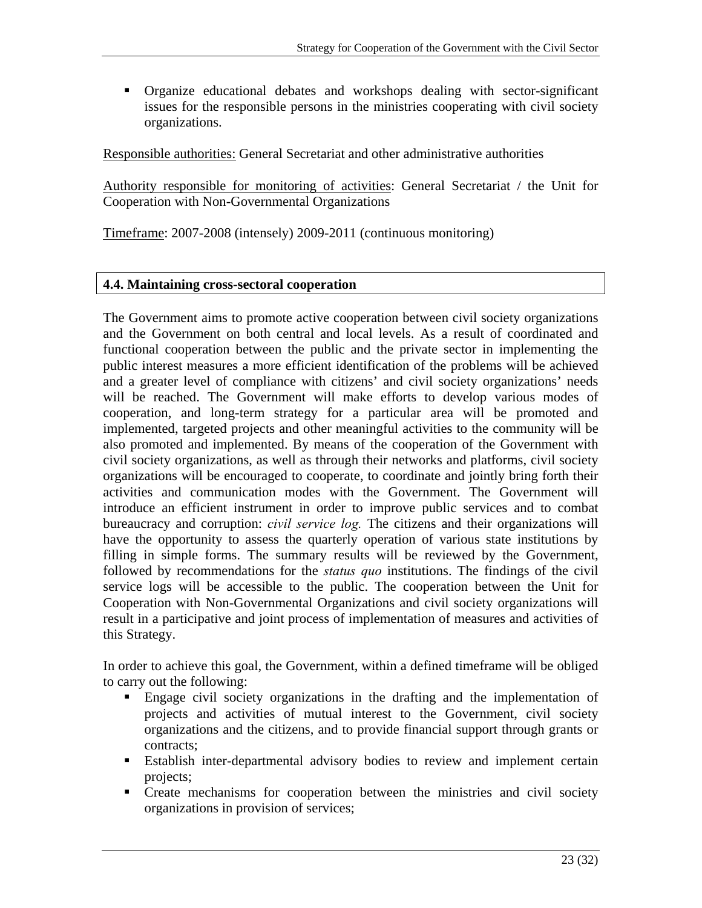- Organize educational debates and workshops dealing with sector-significant issues for the responsible persons in the ministries cooperating with civil society organizations.

Responsible authorities: General Secretariat and other administrative authorities

Authority responsible for monitoring of activities: General Secretariat / the Unit for Cooperation with Non-Governmental Organizations

Timeframe: 2007-2008 (intensely) 2009-2011 (continuous monitoring)

### 4.4. Maintaining cross-sectoral cooperation

The Government aims to promote active cooperation between civil society organizations and the Government on both central and local levels. As a result of coordinated and functional cooperation between the public and the private sector in implementing the public interest measures a more efficient identification of the problems will be achieved and a greater level of compliance with citizens' and civil society organizations' needs will be reached. The Government will make efforts to develop various modes of cooperation, and long-term strategy for a particular area will be promoted and implemented, targeted projects and other meaningful activities to the community will be also promoted and implemented. By means of the cooperation of the Government with civil society organizations, as well as through their networks and platforms, civil society organizations will be encouraged to cooperate, to coordinate and jointly bring forth their activities and communication modes with the Government. The Government will introduce an efficient instrument in order to improve public services and to combat bureaucracy and corruption: *civil service log.* The citizens and their organizations will have the opportunity to assess the quarterly operation of various state institutions by filling in simple forms. The summary results will be reviewed by the Government, followed by recommendations for the *status quo* institutions. The findings of the civil service logs will be accessible to the public. The cooperation between the Unit for Cooperation with Non-Governmental Organizations and civil society organizations will result in a participative and joint process of implementation of measures and activities of this Strategy.

In order to achieve this goal, the Government, within a defined timeframe will be obliged to carry out the following:

- Engage civil society organizations in the drafting and the implementation of projects and activities of mutual interest to the Government, civil society organizations and the citizens, and to provide financial support through grants or contracts;
- Establish inter-departmental advisory bodies to review and implement certain projects;
- Create mechanisms for cooperation between the ministries and civil society organizations in provision of services;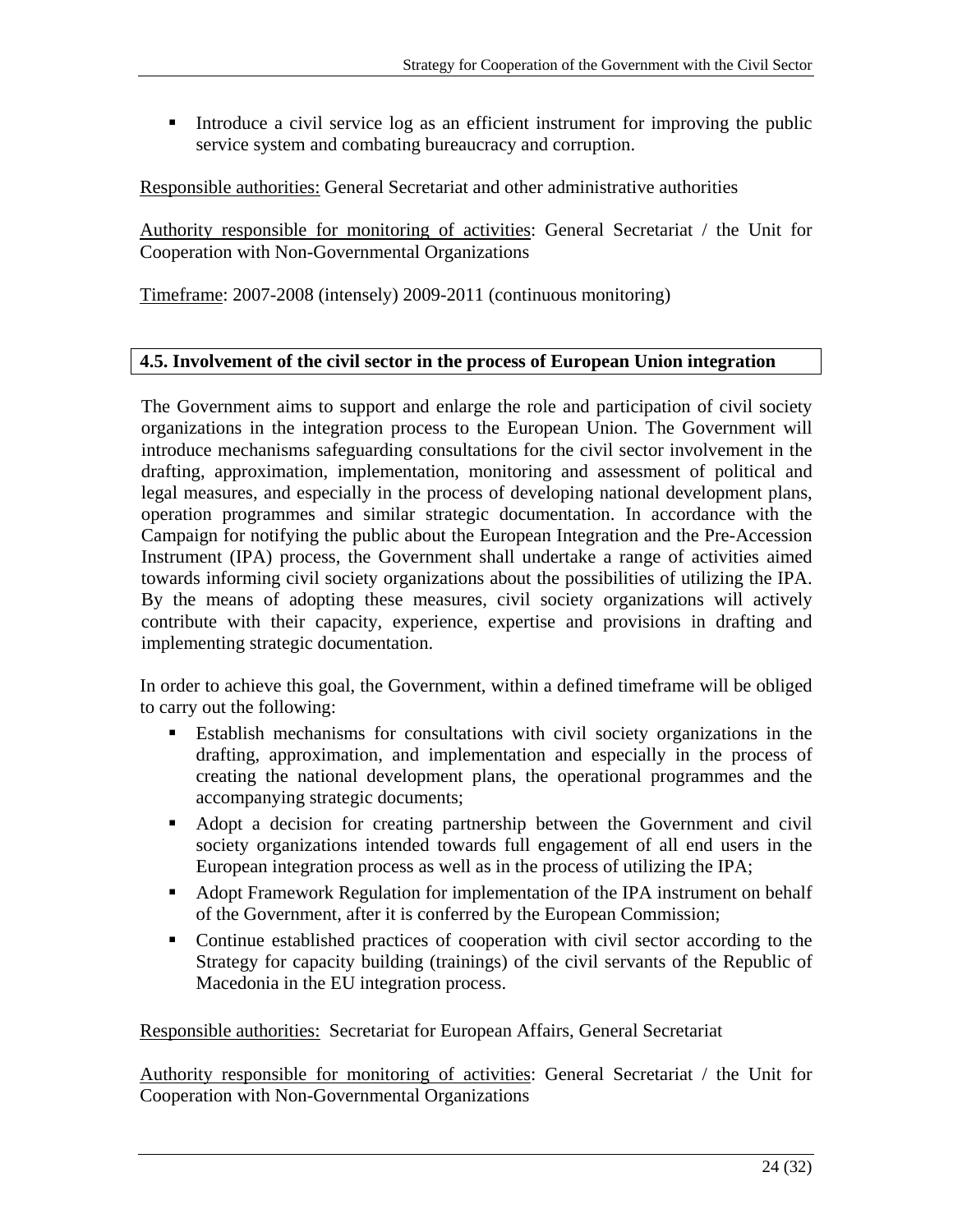- Introduce a civil service log as an efficient instrument for improving the public service system and combating bureaucracy and corruption.

Responsible authorities: General Secretariat and other administrative authorities

Authority responsible for monitoring of activities: General Secretariat / the Unit for Cooperation with Non-Governmental Organizations

Timeframe: 2007-2008 (intensely) 2009-2011 (continuous monitoring)

### 4.5. Involvement of the civil sector in the process of European Union integration

The Government aims to support and enlarge the role and participation of civil society organizations in the integration process to the European Union. The Government will introduce mechanisms safeguarding consultations for the civil sector involvement in the drafting, approximation, implementation, monitoring and assessment of political and legal measures, and especially in the process of developing national development plans, operation programmes and similar strategic documentation. In accordance with the Campaign for notifying the public about the European Integration and the Pre-Accession Instrument (IPA) process, the Government shall undertake a range of activities aimed towards informing civil society organizations about the possibilities of utilizing the IPA. By the means of adopting these measures, civil society organizations will actively contribute with their capacity, experience, expertise and provisions in drafting and implementing strategic documentation.

In order to achieve this goal, the Government, within a defined timeframe will be obliged to carry out the following:

- Establish mechanisms for consultations with civil society organizations in the drafting, approximation, and implementation and especially in the process of creating the national development plans, the operational programmes and the accompanying strategic documents;
- Adopt a decision for creating partnership between the Government and civil society organizations intended towards full engagement of all end users in the European integration process as well as in the process of utilizing the IPA;
- Adopt Framework Regulation for implementation of the IPA instrument on behalf of the Government, after it is conferred by the European Commission;
- Continue established practices of cooperation with civil sector according to the Strategy for capacity building (trainings) of the civil servants of the Republic of Macedonia in the EU integration process.

Responsible authorities: Secretariat for European Affairs, General Secretariat

Authority responsible for monitoring of activities: General Secretariat / the Unit for Cooperation with Non-Governmental Organizations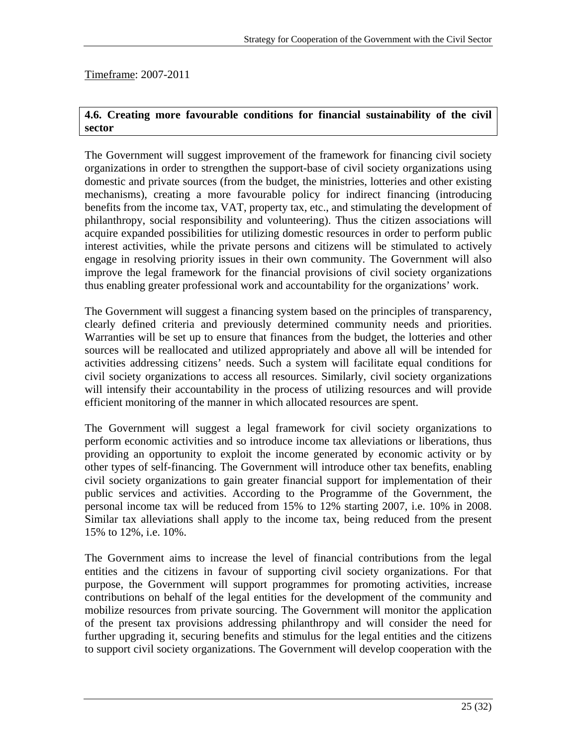Timeframe: 2007-2011

**4.6. Creating more favourable conditions for financial sustainability of the civil sector**

The Government will suggest improvement of the framework for financing civil society organizations in order to strengthen the support-base of civil society organizations using domestic and private sources (from the budget, the ministries, lotteries and other existing mechanisms), creating a more favourable policy for indirect financing (introducing benefits from the income tax, VAT, property tax, etc., and stimulating the development of philanthropy, social responsibility and volunteering). Thus the citizen associations will acquire expanded possibilities for utilizing domestic resources in order to perform public interest activities, while the private persons and citizens will be stimulated to actively engage in resolving priority issues in their own community. The Government will also improve the legal framework for the financial provisions of civil society organizations thus enabling greater professional work and accountability for the organizations' work.

The Government will suggest a financing system based on the principles of transparency, clearly defined criteria and previously determined community needs and priorities. Warranties will be set up to ensure that finances from the budget, the lotteries and other sources will be reallocated and utilized appropriately and above all will be intended for activities addressing citizens' needs. Such a system will facilitate equal conditions for civil society organizations to access all resources. Similarly, civil society organizations will intensify their accountability in the process of utilizing resources and will provide efficient monitoring of the manner in which allocated resources are spent.

The Government will suggest a legal framework for civil society organizations to perform economic activities and so introduce income tax alleviations or liberations, thus providing an opportunity to exploit the income generated by economic activity or by other types of self-financing. The Government will introduce other tax benefits, enabling civil society organizations to gain greater financial support for implementation of their public services and activities. According to the Programme of the Government, the personal income tax will be reduced from 15% to 12% starting 2007, i.e. 10% in 2008. Similar tax alleviations shall apply to the income tax, being reduced from the present 15% to 12%, i.e. 10%.

The Government aims to increase the level of financial contributions from the legal entities and the citizens in favour of supporting civil society organizations. For that purpose, the Government will support programmes for promoting activities, increase contributions on behalf of the legal entities for the development of the community and mobilize resources from private sourcing. The Government will monitor the application of the present tax provisions addressing philanthropy and will consider the need for further upgrading it, securing benefits and stimulus for the legal entities and the citizens to support civil society organizations. The Government will develop cooperation with the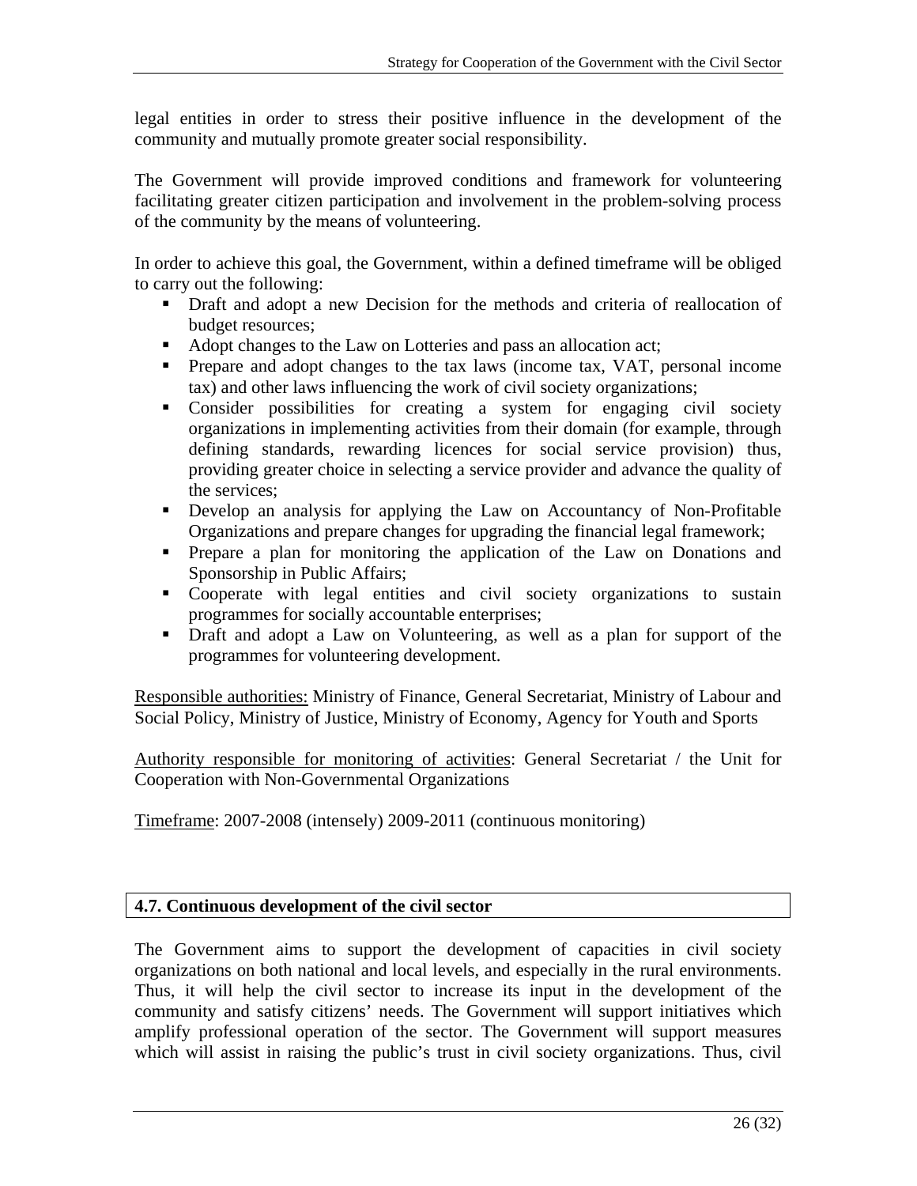legal entities in order to stress their positive influence in the development of the community and mutually promote greater social responsibility.

The Government will provide improved conditions and framework for volunteering facilitating greater citizen participation and involvement in the problem-solving process of the community by the means of volunteering.

In order to achieve this goal, the Government, within a defined timeframe will be obliged to carry out the following:

- Draft and adopt a new Decision for the methods and criteria of reallocation of budget resources;
- Adopt changes to the Law on Lotteries and pass an allocation act;
- Prepare and adopt changes to the tax laws (income tax, VAT, personal income tax) and other laws influencing the work of civil society organizations;
- Consider possibilities for creating a system for engaging civil society organizations in implementing activities from their domain (for example, through defining standards, rewarding licences for social service provision) thus, providing greater choice in selecting a service provider and advance the quality of the services;
- Develop an analysis for applying the Law on Accountancy of Non-Profitable Organizations and prepare changes for upgrading the financial legal framework;
- Prepare a plan for monitoring the application of the Law on Donations and Sponsorship in Public Affairs;
- Cooperate with legal entities and civil society organizations to sustain programmes for socially accountable enterprises;
- Draft and adopt a Law on Volunteering, as well as a plan for support of the programmes for volunteering development.

<u>Responsible authorities:</u> Ministry of Finance, General Secretariat, Ministry of Labour and Social Policy, Ministry of Justice, Ministry of Economy, Agency for Youth and Sports

<u>Authority responsible for monitoring of activities</u>: General Secretariat / the Unit for Cooperation with Non-Governmental Organizations

<u>Timeframe</u>: 2007-2008 (intensely) 2009-2011 (continuous monitoring)

## 4.7. Continuous development of the civil sector

The Government aims to support the development of capacities in civil society organizations on both national and local levels, and especially in the rural environments. Thus, it will help the civil sector to increase its input in the development of the community and satisfy citizens' needs. The Government will support initiatives which amplify professional operation of the sector. The Government will support measures which will assist in raising the public's trust in civil society organizations. Thus, civil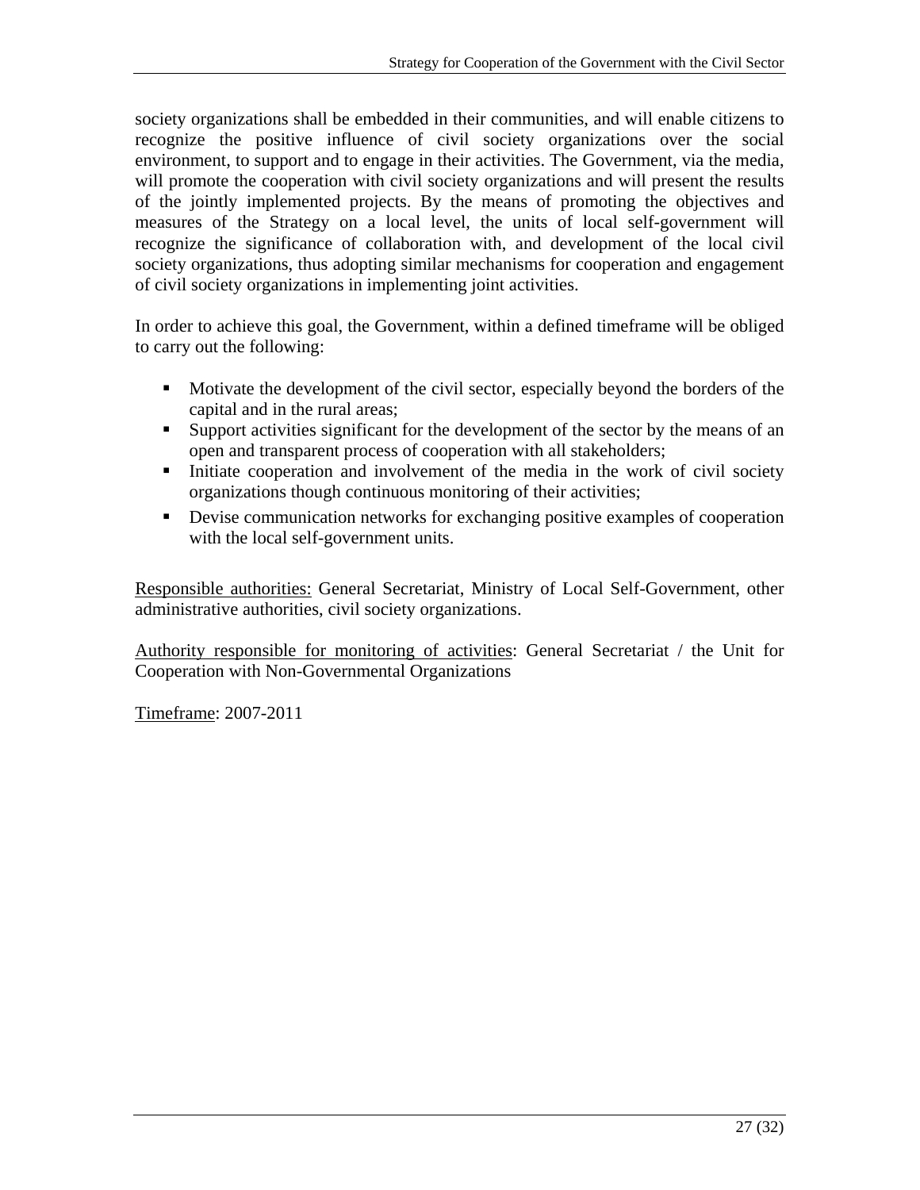society organizations shall be embedded in their communities, and will enable citizens to recognize the positive influence of civil society organizations over the social environment, to support and to engage in their activities. The Government, via the media, will promote the cooperation with civil society organizations and will present the results of the jointly implemented projects. By the means of promoting the objectives and measures of the Strategy on a local level, the units of local self-government will recognize the significance of collaboration with, and development of the local civil society organizations, thus adopting similar mechanisms for cooperation and engagement of civil society organizations in implementing joint activities.

In order to achieve this goal, the Government, within a defined timeframe will be obliged to carry out the following:

- Motivate the development of the civil sector, especially beyond the borders of the capital and in the rural areas;
- Support activities significant for the development of the sector by the means of an open and transparent process of cooperation with all stakeholders;
- Initiate cooperation and involvement of the media in the work of civil society organizations though continuous monitoring of their activities;
- Devise communication networks for exchanging positive examples of cooperation with the local self-government units.

<u>Responsible authorities:</u> General Secretariat, Ministry of Local Self-Government, other administrative authorities, civil society organizations.

<u>Authority responsible for monitoring of activities</u>: General Secretariat / the Unit for Cooperation with Non-Governmental Organizations

<u>Timeframe</u>: 2007-2011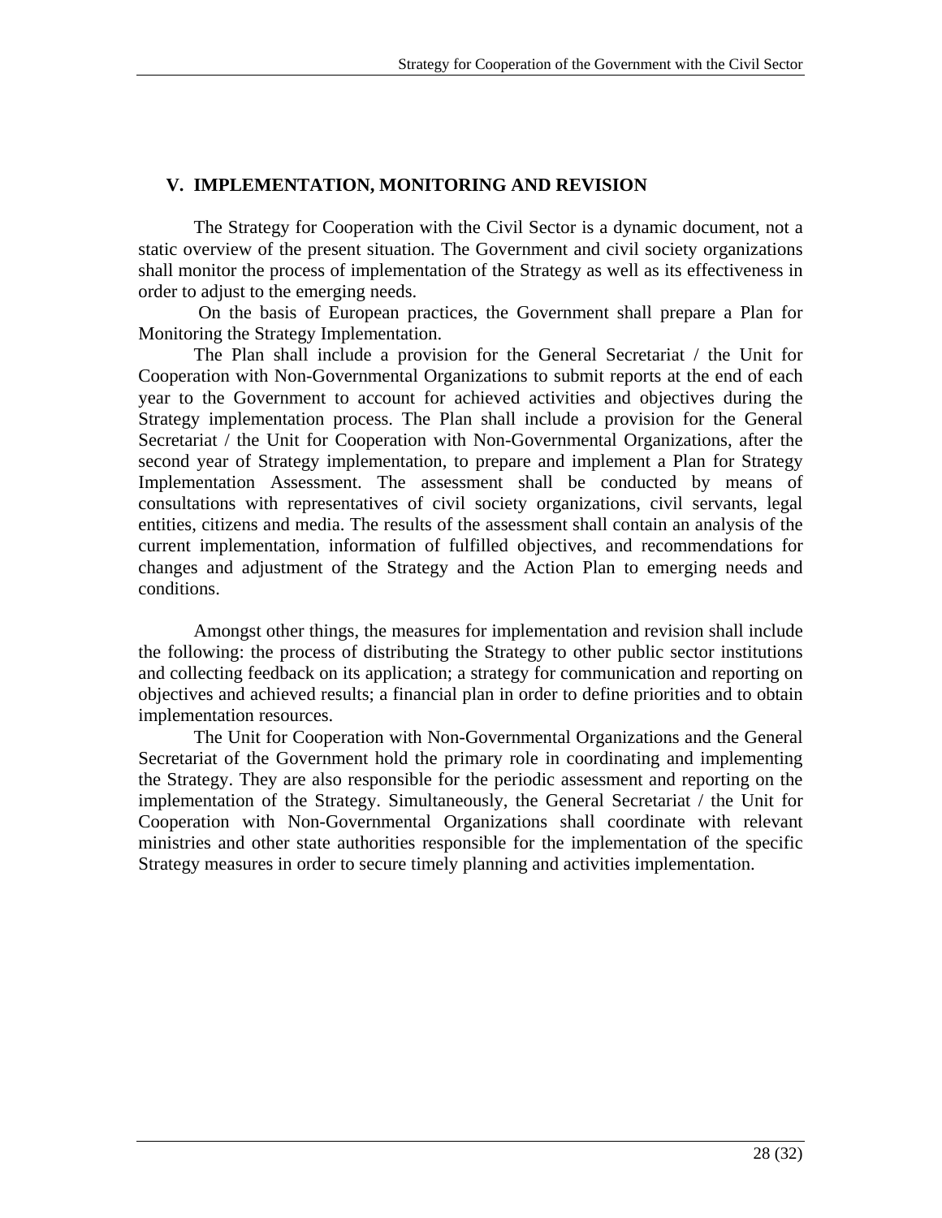## V. IMPLEMENTATION, MONITORING AND REVISION

The Strategy for Cooperation with the Civil Sector is a dynamic document, not a static overview of the present situation. The Government and civil society organizations shall monitor the process of implementation of the Strategy as well as its effectiveness in order to adjust to the emerging needs.

On the basis of European practices, the Government shall prepare a Plan for Monitoring the Strategy Implementation.

The Plan shall include a provision for the General Secretariat / the Unit for Cooperation with Non-Governmental Organizations to submit reports at the end of each year to the Government to account for achieved activities and objectives during the Strategy implementation process. The Plan shall include a provision for the General Secretariat / the Unit for Cooperation with Non-Governmental Organizations, after the second year of Strategy implementation, to prepare and implement a Plan for Strategy Implementation Assessment. The assessment shall be conducted by means of consultations with representatives of civil society organizations, civil servants, legal entities, citizens and media. The results of the assessment shall contain an analysis of the current implementation, information of fulfilled objectives, and recommendations for changes and adjustment of the Strategy and the Action Plan to emerging needs and conditions.

Amongst other things, the measures for implementation and revision shall include the following: the process of distributing the Strategy to other public sector institutions and collecting feedback on its application; a strategy for communication and reporting on objectives and achieved results; a financial plan in order to define priorities and to obtain implementation resources.

The Unit for Cooperation with Non-Governmental Organizations and the General Secretariat of the Government hold the primary role in coordinating and implementing the Strategy. They are also responsible for the periodic assessment and reporting on the implementation of the Strategy. Simultaneously, the General Secretariat / the Unit for Cooperation with Non-Governmental Organizations shall coordinate with relevant ministries and other state authorities responsible for the implementation of the specific Strategy measures in order to secure timely planning and activities implementation.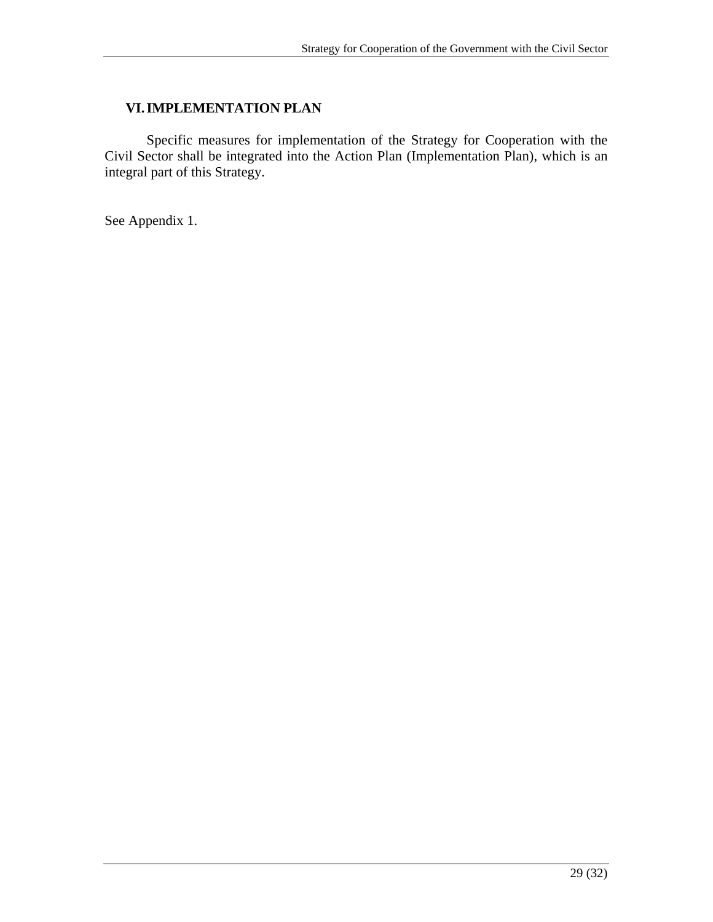## VI. IMPLEMENTATION PLAN

Specific measures for implementation of the Strategy for Cooperation with the Civil Sector shall be integrated into the Action Plan (Implementation Plan), which is an integral part of this Strategy.

See Appendix 1.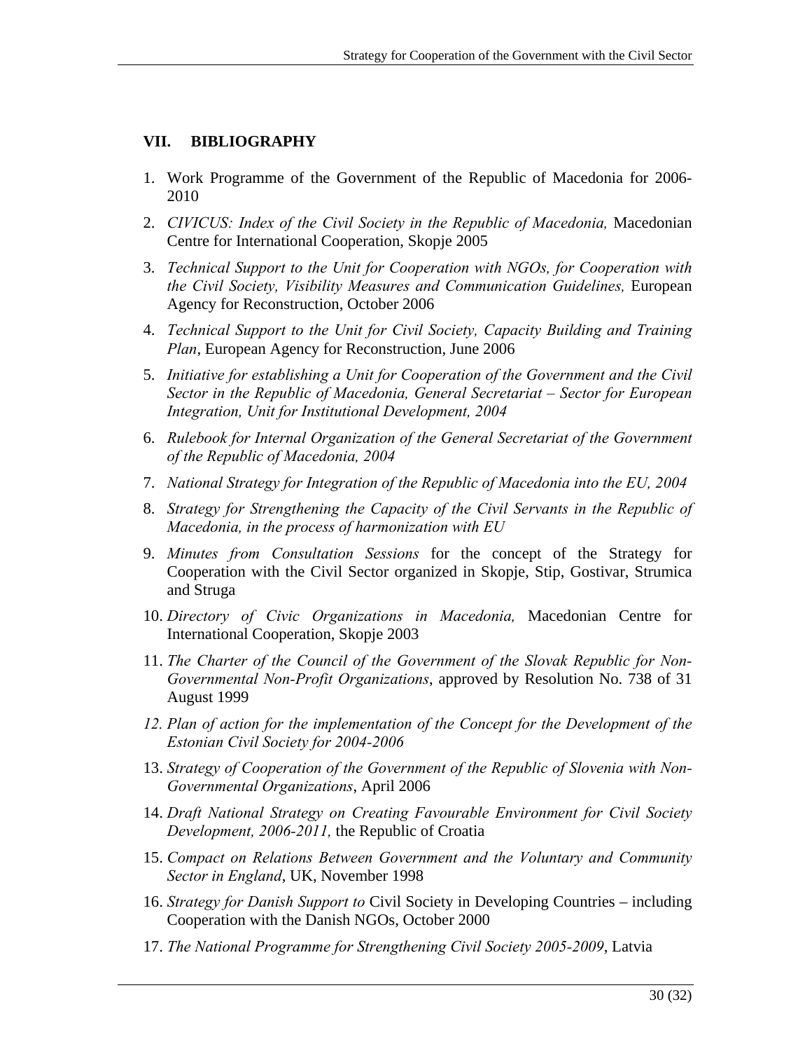## VII. BIBLIOGRAPHY

1. Work Programme of the Government of the Republic of Macedonia for 2006-2010
2. *CIVICUS: Index of the Civil Society in the Republic of Macedonia,* Macedonian Centre for International Cooperation, Skopje 2005
3. *Technical Support to the Unit for Cooperation with NGOs, for Cooperation with the Civil Society, Visibility Measures and Communication Guidelines,* European Agency for Reconstruction, October 2006
4. *Technical Support to the Unit for Civil Society, Capacity Building and Training Plan*, European Agency for Reconstruction, June 2006
5. *Initiative for establishing a Unit for Cooperation of the Government and the Civil Sector in the Republic of Macedonia, General Secretariat – Sector for European Integration, Unit for Institutional Development, 2004*
6. *Rulebook for Internal Organization of the General Secretariat of the Government of the Republic of Macedonia, 2004*
7. *National Strategy for Integration of the Republic of Macedonia into the EU, 2004*
8. *Strategy for Strengthening the Capacity of the Civil Servants in the Republic of Macedonia, in the process of harmonization with EU*
9. *Minutes from Consultation Sessions* for the concept of the Strategy for Cooperation with the Civil Sector organized in Skopje, Stip, Gostivar, Strumica and Struga
10. *Directory of Civic Organizations in Macedonia,* Macedonian Centre for International Cooperation, Skopje 2003
11. *The Charter of the Council of the Government of the Slovak Republic for Non-Governmental Non-Profit Organizations*, approved by Resolution No. 738 of 31 August 1999
12. *Plan of action for the implementation of the Concept for the Development of the Estonian Civil Society for 2004-2006*
13. *Strategy of Cooperation of the Government of the Republic of Slovenia with Non-Governmental Organizations*, April 2006
14. *Draft National Strategy on Creating Favourable Environment for Civil Society Development, 2006-2011,* the Republic of Croatia
15. *Compact on Relations Between Government and the Voluntary and Community Sector in England*, UK, November 1998
16. *Strategy for Danish Support to* Civil Society in Developing Countries – including Cooperation with the Danish NGOs, October 2000
17. *The National Programme for Strengthening Civil Society 2005-2009*, Latvia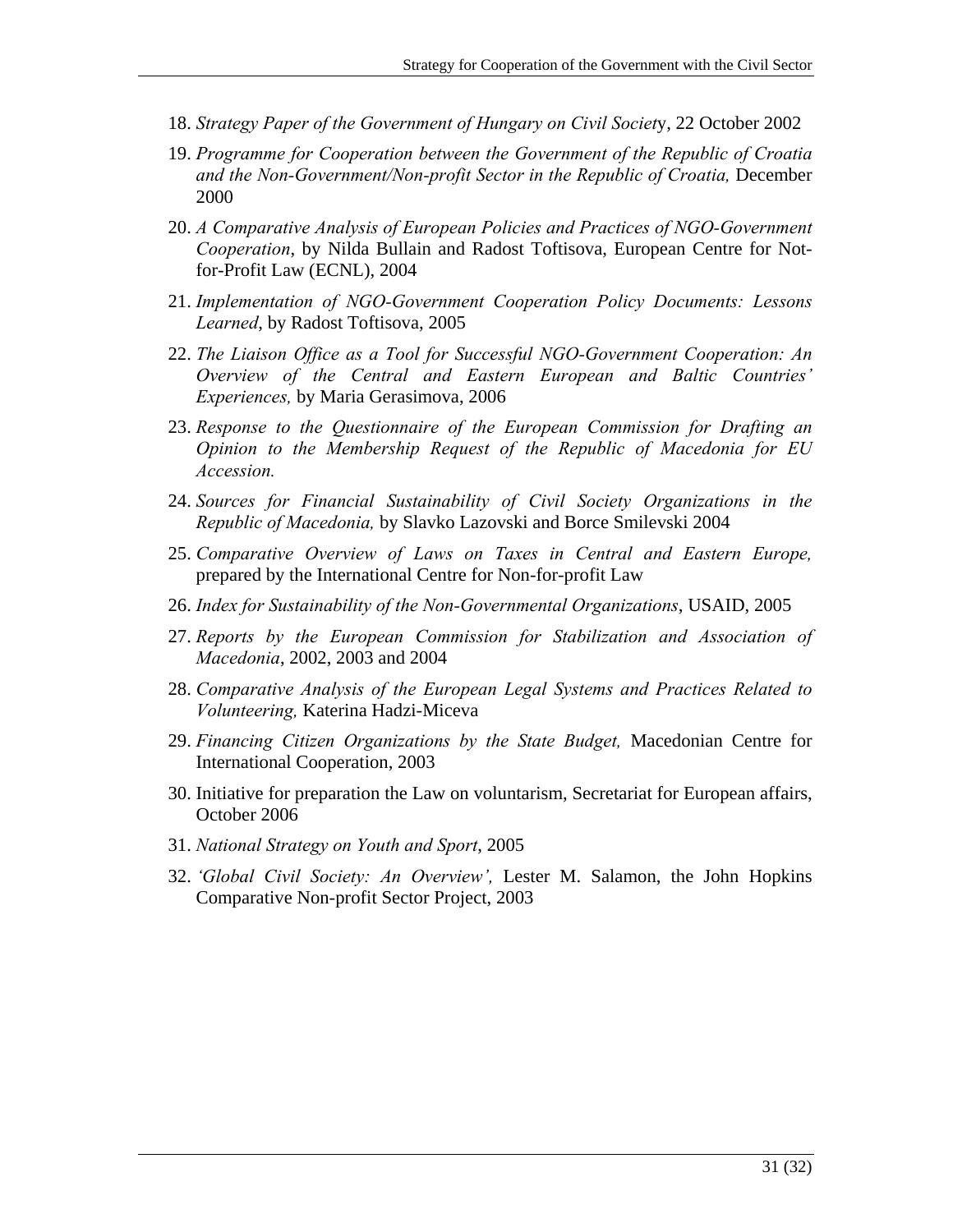18. *Strategy Paper of the Government of Hungary on Civil Societ*y, 22 October 2002
19. *Programme for Cooperation between the Government of the Republic of Croatia and the Non-Government/Non-profit Sector in the Republic of Croatia,* December 2000
20. *A Comparative Analysis of European Policies and Practices of NGO-Government Cooperation*, by Nilda Bullain and Radost Toftisova, European Centre for Not-for-Profit Law (ECNL), 2004
21. *Implementation of NGO-Government Cooperation Policy Documents: Lessons Learned*, by Radost Toftisova, 2005
22. *The Liaison Office as a Tool for Successful NGO-Government Cooperation: An Overview of the Central and Eastern European and Baltic Countries' Experiences,* by Maria Gerasimova, 2006
23. *Response to the Questionnaire of the European Commission for Drafting an Opinion to the Membership Request of the Republic of Macedonia for EU Accession.*
24. *Sources for Financial Sustainability of Civil Society Organizations in the Republic of Macedonia,* by Slavko Lazovski and Borce Smilevski 2004
25. *Comparative Overview of Laws on Taxes in Central and Eastern Europe,* prepared by the International Centre for Non-for-profit Law
26. *Index for Sustainability of the Non-Governmental Organizations*, USAID, 2005
27. *Reports by the European Commission for Stabilization and Association of Macedonia*, 2002, 2003 and 2004
28. *Comparative Analysis of the European Legal Systems and Practices Related to Volunteering,* Katerina Hadzi-Miceva
29. *Financing Citizen Organizations by the State Budget,* Macedonian Centre for International Cooperation, 2003
30. Initiative for preparation the Law on voluntarism, Secretariat for European affairs, October 2006
31. *National Strategy on Youth and Sport*, 2005
32. *'Global Civil Society: An Overview',* Lester M. Salamon, the John Hopkins Comparative Non-profit Sector Project, 2003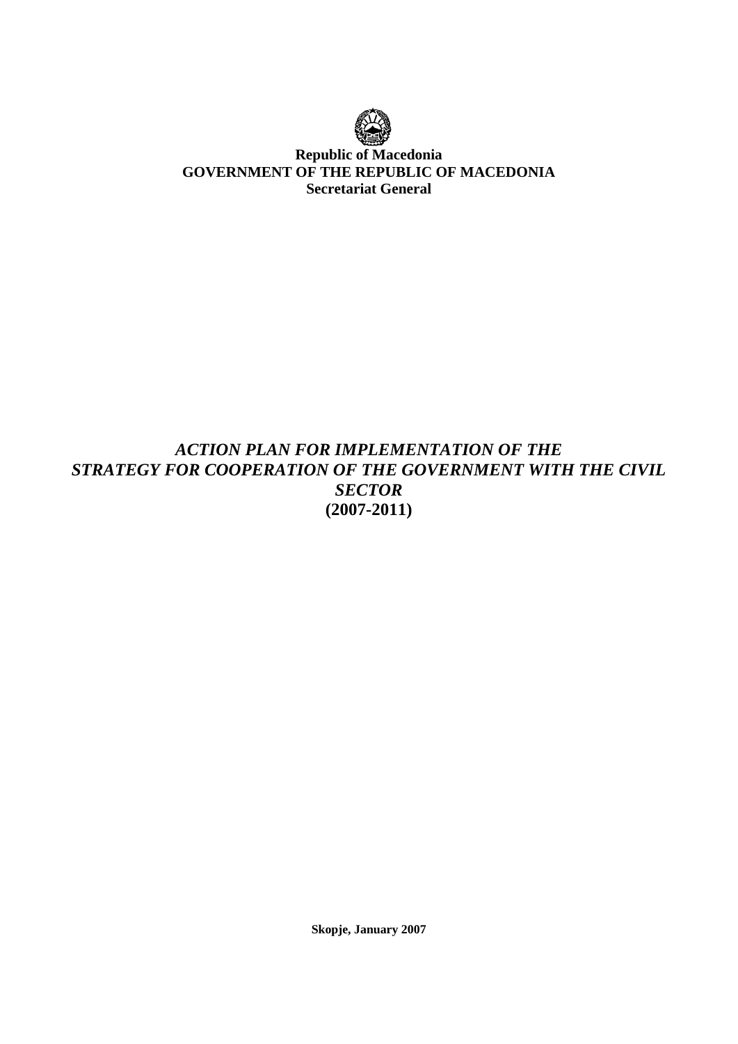**Republic of Macedonia**
**GOVERNMENT OF THE REPUBLIC OF MACEDONIA**
**Secretariat General**

# *ACTION PLAN FOR IMPLEMENTATION OF THE STRATEGY FOR COOPERATION OF THE GOVERNMENT WITH THE CIVIL SECTOR* (2007-2011)

**Skopje, January 2007**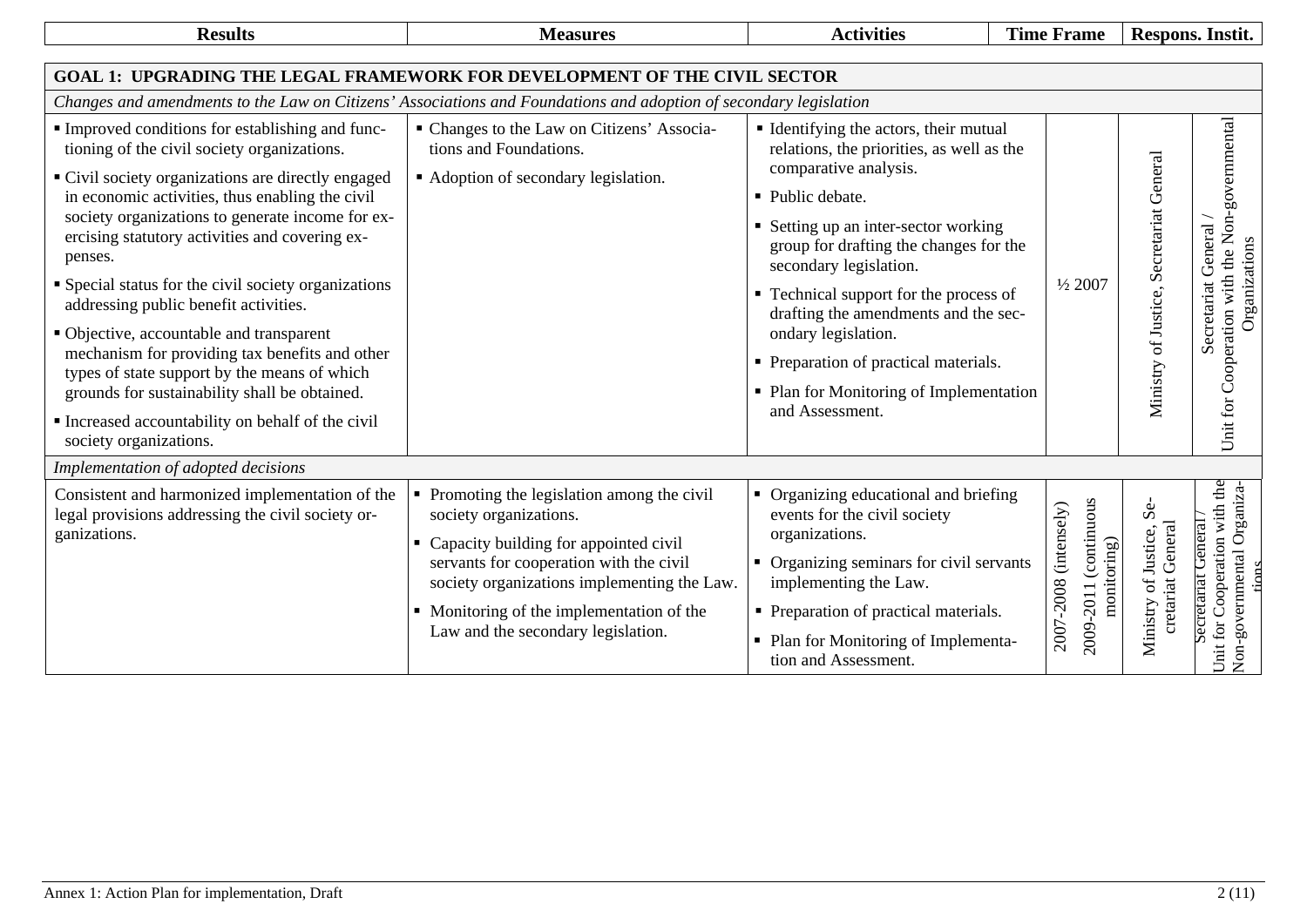| Results | Measures | Activities | Time Frame | Respons. Instit. | |
|---|---|---|---|---|---|
| **GOAL 1: UPGRADING THE LEGAL FRAMEWORK FOR DEVELOPMENT OF THE CIVIL SECTOR** | | | | | |
| *Changes and amendments to the Law on Citizens' Associations and Foundations and adoption of secondary legislation* | | | | | |
| ▪ Improved conditions for establishing and functioning of the civil society organizations.<br>▪ Civil society organizations are directly engaged in economic activities, thus enabling the civil society organizations to generate income for exercising statutory activities and covering expenses.<br>▪ Special status for the civil society organizations addressing public benefit activities.<br>▪ Objective, accountable and transparent mechanism for providing tax benefits and other types of state support by the means of which grounds for sustainability shall be obtained.<br>▪ Increased accountability on behalf of the civil society organizations. | ▪ Changes to the Law on Citizens' Associations and Foundations.<br>▪ Adoption of secondary legislation. | ▪ Identifying the actors, their mutual relations, the priorities, as well as the comparative analysis.<br>▪ Public debate.<br>▪ Setting up an inter-sector working group for drafting the changes for the secondary legislation.<br>▪ Technical support for the process of drafting the amendments and the secondary legislation.<br>▪ Preparation of practical materials.<br>▪ Plan for Monitoring of Implementation and Assessment. | ½ 2007 | Ministry of Justice, Secretariat General | Secretariat General / Unit for Cooperation with the Non-governmental Organizations |
| *Implementation of adopted decisions* | | | | | |
| Consistent and harmonized implementation of the legal provisions addressing the civil society organizations. | ▪ Promoting the legislation among the civil society organizations.<br>▪ Capacity building for appointed civil servants for cooperation with the civil society organizations implementing the Law.<br>▪ Monitoring of the implementation of the Law and the secondary legislation. | ▪ Organizing educational and briefing events for the civil society organizations.<br>▪ Organizing seminars for civil servants implementing the Law.<br>▪ Preparation of practical materials.<br>▪ Plan for Monitoring of Implementation and Assessment. | 2007-2008 (intensely)<br>2009-2011 (continuous monitoring) | Ministry of Justice, Secretariat General | Secretariat General / Unit for Cooperation with the Non-governmental Organizations |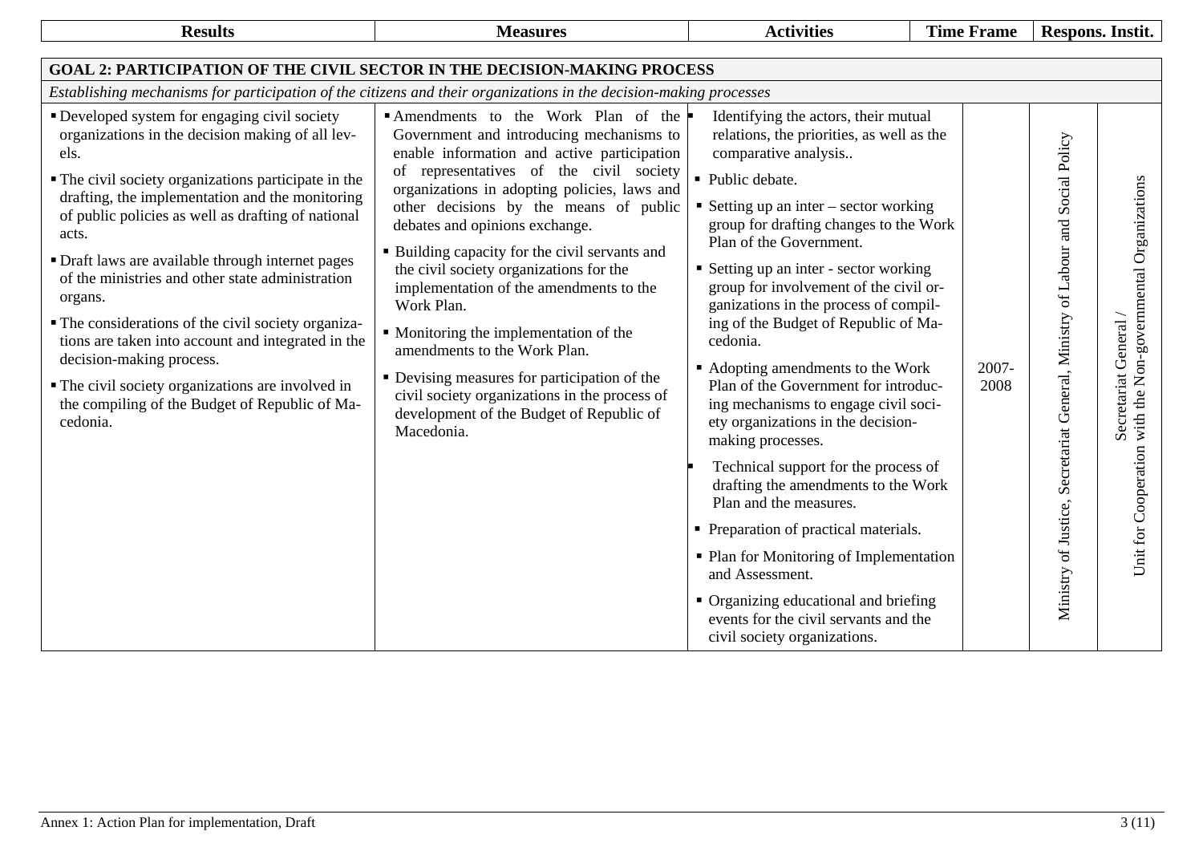| Results | Measures | Activities | Time Frame | Respons. Instit. | |
|---|---|---|---|---|---|
| **GOAL 2: PARTICIPATION OF THE CIVIL SECTOR IN THE DECISION-MAKING PROCESS** | | | | | |
| *Establishing mechanisms for participation of the citizens and their organizations in the decision-making processes* | | | | | |
| ▪ Developed system for engaging civil society organizations in the decision making of all levels.<br>▪ The civil society organizations participate in the drafting, the implementation and the monitoring of public policies as well as drafting of national acts.<br>▪ Draft laws are available through internet pages of the ministries and other state administration organs.<br>▪ The considerations of the civil society organizations are taken into account and integrated in the decision-making process.<br>▪ The civil society organizations are involved in the compiling of the Budget of Republic of Macedonia. | ▪ Amendments to the Work Plan of the Government and introducing mechanisms to enable information and active participation of representatives of the civil society organizations in adopting policies, laws and other decisions by the means of public debates and opinions exchange.<br>▪ Building capacity for the civil servants and the civil society organizations for the implementation of the amendments to the Work Plan.<br>▪ Monitoring the implementation of the amendments to the Work Plan.<br>▪ Devising measures for participation of the civil society organizations in the process of development of the Budget of Republic of Macedonia. | ▪ Identifying the actors, their mutual relations, the priorities, as well as the comparative analysis..<br>▪ Public debate.<br>▪ Setting up an inter – sector working group for drafting changes to the Work Plan of the Government.<br>▪ Setting up an inter - sector working group for involvement of the civil organizations in the process of compiling of the Budget of Republic of Macedonia.<br>▪ Adopting amendments to the Work Plan of the Government for introducing mechanisms to engage civil society organizations in the decision-making processes.<br>▪ Technical support for the process of drafting the amendments to the Work Plan and the measures.<br>▪ Preparation of practical materials.<br>▪ Plan for Monitoring of Implementation and Assessment.<br>▪ Organizing educational and briefing events for the civil servants and the civil society organizations. | 2007-2008 | Ministry of Justice, Secretariat General, Ministry of Labour and Social Policy | Secretariat General / Unit for Cooperation with the Non-governmental Organizations |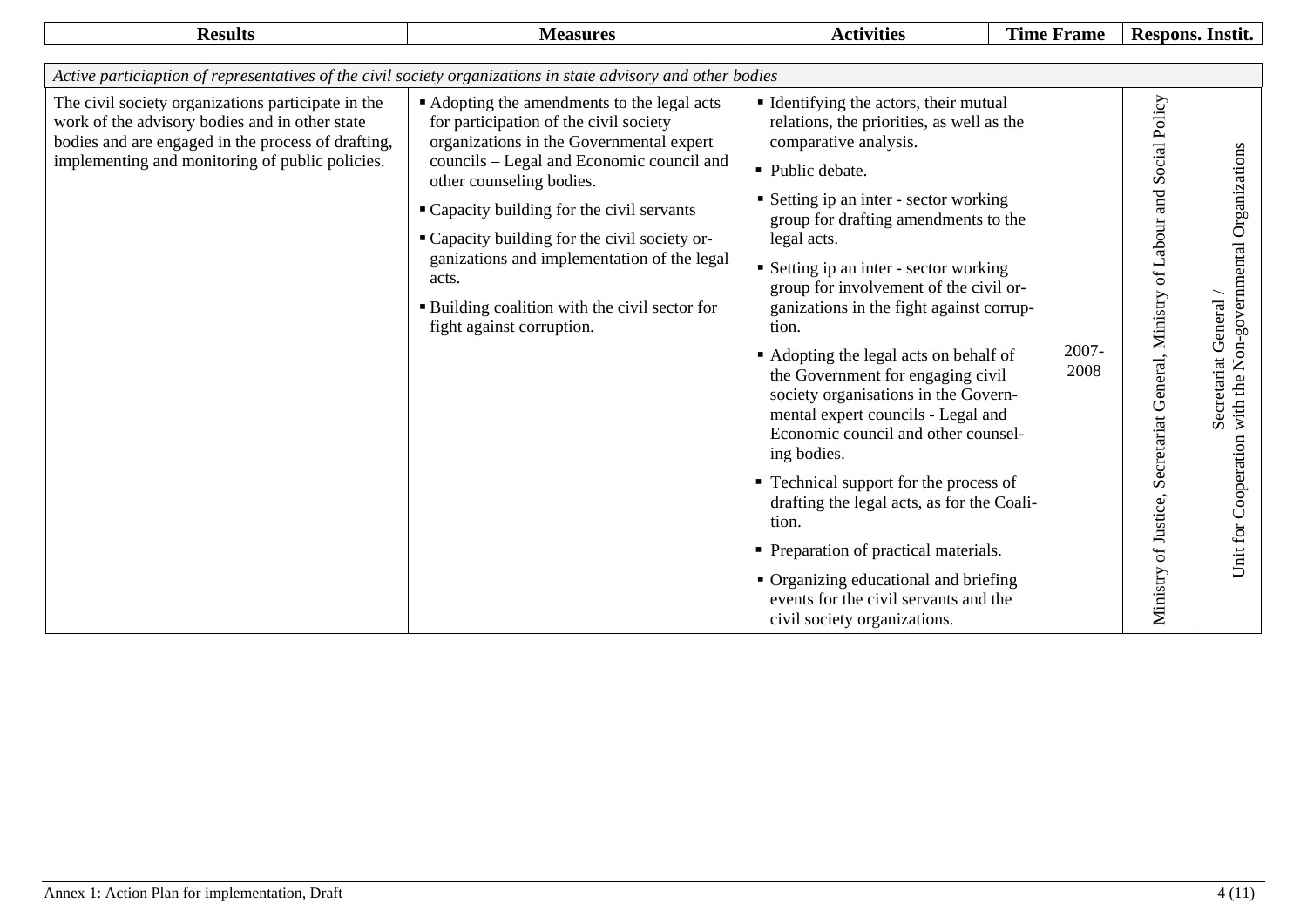| Results | Measures | Activities | Time Frame | Respons. Instit. | |
|---|---|---|---|---|---|
| *Active particiaption of representatives of the civil society organizations in state advisory and other bodies* | | | | | |
| The civil society organizations participate in the work of the advisory bodies and in other state bodies and are engaged in the process of drafting, implementing and monitoring of public policies. | ▪ Adopting the amendments to the legal acts for participation of the civil society organizations in the Governmental expert councils – Legal and Economic council and other counseling bodies.<br>▪ Capacity building for the civil servants<br>▪ Capacity building for the civil society organizations and implementation of the legal acts.<br>▪ Building coalition with the civil sector for fight against corruption. | ▪ Identifying the actors, their mutual relations, the priorities, as well as the comparative analysis.<br>▪ Public debate.<br>▪ Setting ip an inter - sector working group for drafting amendments to the legal acts.<br>▪ Setting ip an inter - sector working group for involvement of the civil organizations in the fight against corruption.<br>▪ Adopting the legal acts on behalf of the Government for engaging civil society organisations in the Governmental expert councils - Legal and Economic council and other counseling bodies.<br>▪ Technical support for the process of drafting the legal acts, as for the Coalition.<br>▪ Preparation of practical materials.<br>▪ Organizing educational and briefing events for the civil servants and the civil society organizations. | 2007-2008 | Ministry of Justice, Secretariat General, Ministry of Labour and Social Policy | Secretariat General / Unit for Cooperation with the Non-governmental Organizations |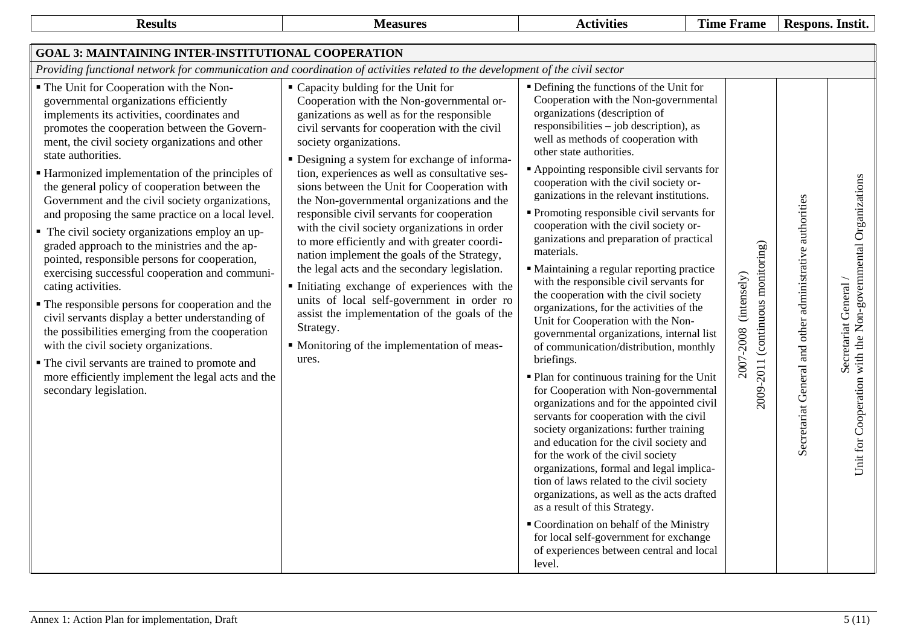| Results | Measures | Activities | Time Frame | Respons. Instit. | |
|---|---|---|---|---|---|
| **GOAL 3: MAINTAINING INTER-INSTITUTIONAL COOPERATION** | | | | | |
| *Providing functional network for communication and coordination of activities related to the development of the civil sector* | | | | | |
| ▪ The Unit for Cooperation with the Non-governmental organizations efficiently implements its activities, coordinates and promotes the cooperation between the Government, the civil society organizations and other state authorities.<br>▪ Harmonized implementation of the principles of the general policy of cooperation between the Government and the civil society organizations, and proposing the same practice on a local level.<br>▪ The civil society organizations employ an upgraded approach to the ministries and the appointed, responsible persons for cooperation, exercising successful cooperation and communicating activities.<br>▪ The responsible persons for cooperation and the civil servants display a better understanding of the possibilities emerging from the cooperation with the civil society organizations.<br>▪ The civil servants are trained to promote and more efficiently implement the legal acts and the secondary legislation. | ▪ Capacity bulding for the Unit for Cooperation with the Non-governmental organizations as well as for the responsible civil servants for cooperation with the civil society organizations.<br>▪ Designing a system for exchange of information, experiences as well as consultative sessions between the Unit for Cooperation with the Non-governmental organizations and the responsible civil servants for cooperation with the civil society organizations in order to more efficiently and with greater coordination implement the goals of the Strategy, the legal acts and the secondary legislation.<br>▪ Initiating exchange of experiences with the units of local self-government in order ro assist the implementation of the goals of the Strategy.<br>▪ Monitoring of the implementation of measures. | ▪ Defining the functions of the Unit for Cooperation with the Non-governmental organizations (description of responsibilities – job description), as well as methods of cooperation with other state authorities.<br>▪ Appointing responsible civil servants for cooperation with the civil society organizations in the relevant institutions.<br>▪ Promoting responsible civil servants for cooperation with the civil society organizations and preparation of practical materials.<br>▪ Maintaining a regular reporting practice with the responsible civil servants for the cooperation with the civil society organizations, for the activities of the Unit for Cooperation with the Non-governmental organizations, internal list of communication/distribution, monthly briefings.<br>▪ Plan for continuous training for the Unit for Cooperation with Non-governmental organizations and for the appointed civil servants for cooperation with the civil society organizations: further training and education for the civil society and for the work of the civil society organizations, formal and legal implication of laws related to the civil society organizations, as well as the acts drafted as a result of this Strategy.<br>▪ Coordination on behalf of the Ministry for local self-government for exchange of experiences between central and local level. | 2007-2008 (intensely)<br>2009-2011 (continuous monitoring) | Secretariat General and other administrative authorities | Secretariat General / Unit for Cooperation with the Non-governmental Organizations |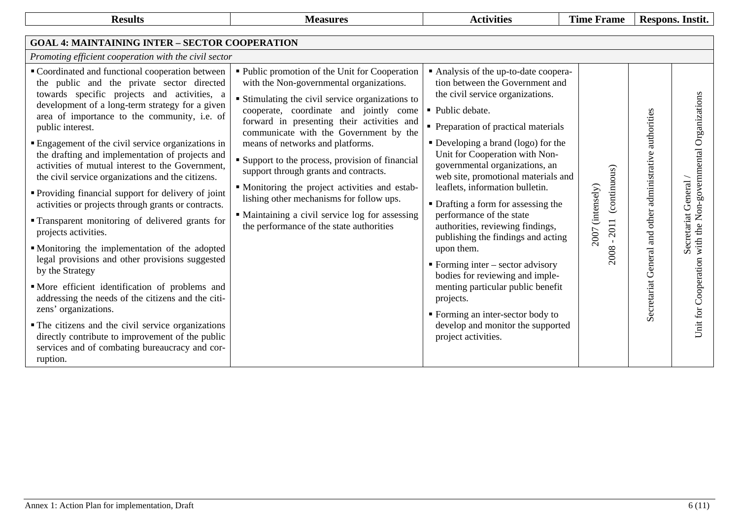| Results | Measures | Activities | Time Frame | Respons. Instit. | |
|---|---|---|---|---|---|
| **GOAL 4: MAINTAINING INTER – SECTOR COOPERATION** | | | | | |
| *Promoting efficient cooperation with the civil sector* | | | | | |
| ▪ Coordinated and functional cooperation between the public and the private sector directed towards specific projects and activities, a development of a long-term strategy for a given area of importance to the community, i.e. of public interest.<br>▪ Engagement of the civil service organizations in the drafting and implementation of projects and activities of mutual interest to the Government, the civil service organizations and the citizens.<br>▪ Providing financial support for delivery of joint activities or projects through grants or contracts.<br>▪ Transparent monitoring of delivered grants for projects activities.<br>▪ Monitoring the implementation of the adopted legal provisions and other provisions suggested by the Strategy<br>▪ More efficient identification of problems and addressing the needs of the citizens and the citizens' organizations.<br>▪ The citizens and the civil service organizations directly contribute to improvement of the public services and of combating bureaucracy and corruption. | ▪ Public promotion of the Unit for Cooperation with the Non-governmental organizations.<br>▪ Stimulating the civil service organizations to cooperate, coordinate and jointly come forward in presenting their activities and communicate with the Government by the means of networks and platforms.<br>▪ Support to the process, provision of financial support through grants and contracts.<br>▪ Monitoring the project activities and establishing other mechanisms for follow ups.<br>▪ Maintaining a civil service log for assessing the performance of the state authorities | ▪ Analysis of the up-to-date cooperation between the Government and the civil service organizations.<br>▪ Public debate.<br>▪ Preparation of practical materials<br>▪ Developing a brand (logo) for the Unit for Cooperation with Non-governmental organizations, an web site, promotional materials and leaflets, information bulletin.<br>▪ Drafting a form for assessing the performance of the state authorities, reviewing findings, publishing the findings and acting upon them.<br>▪ Forming inter – sector advisory bodies for reviewing and implementing particular public benefit projects.<br>▪ Forming an inter-sector body to develop and monitor the supported project activities. | 2007 (intensely)<br>2008 - 2011 (continuous) | Secretariat General and other administrative authorities | Secretariat General / Unit for Cooperation with the Non-governmental Organizations |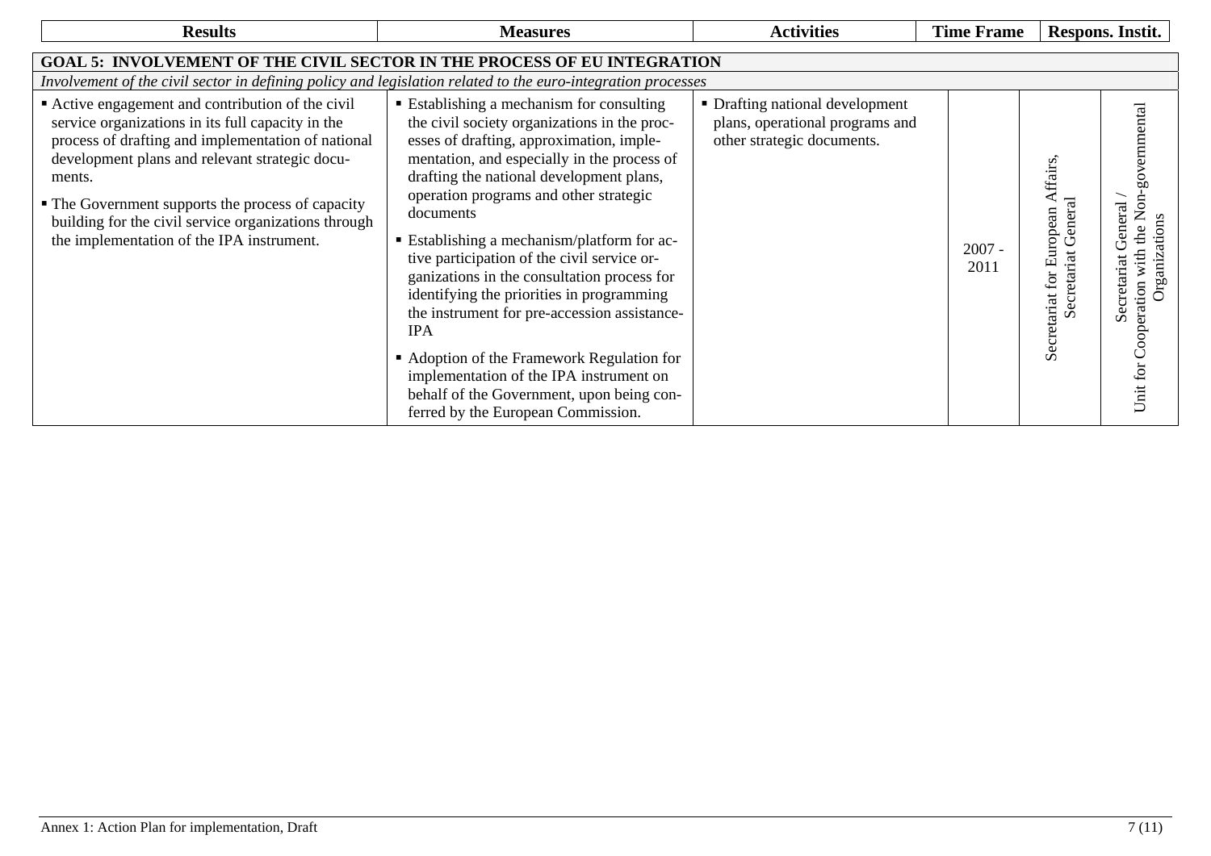| Results | Measures | Activities | Time Frame | Respons. Instit. | |
|---|---|---|---|---|---|
| **GOAL 5: INVOLVEMENT OF THE CIVIL SECTOR IN THE PROCESS OF EU INTEGRATION** | | | | | |
| *Involvement of the civil sector in defining policy and legislation related to the euro-integration processes* | | | | | |
| ▪ Active engagement and contribution of the civil service organizations in its full capacity in the process of drafting and implementation of national development plans and relevant strategic documents.<br>▪ The Government supports the process of capacity building for the civil service organizations through the implementation of the IPA instrument. | ▪ Establishing a mechanism for consulting the civil society organizations in the processes of drafting, approximation, implementation, and especially in the process of drafting the national development plans, operation programs and other strategic documents<br>▪ Establishing a mechanism/platform for active participation of the civil service organizations in the consultation process for identifying the priorities in programming the instrument for pre-accession assistance-IPA<br>▪ Adoption of the Framework Regulation for implementation of the IPA instrument on behalf of the Government, upon being conferred by the European Commission. | ▪ Drafting national development plans, operational programs and other strategic documents. | 2007 - 2011 | Secretariat for European Affairs, Secretariat General | Secretariat General / Unit for Cooperation with the Non-governmental Organizations |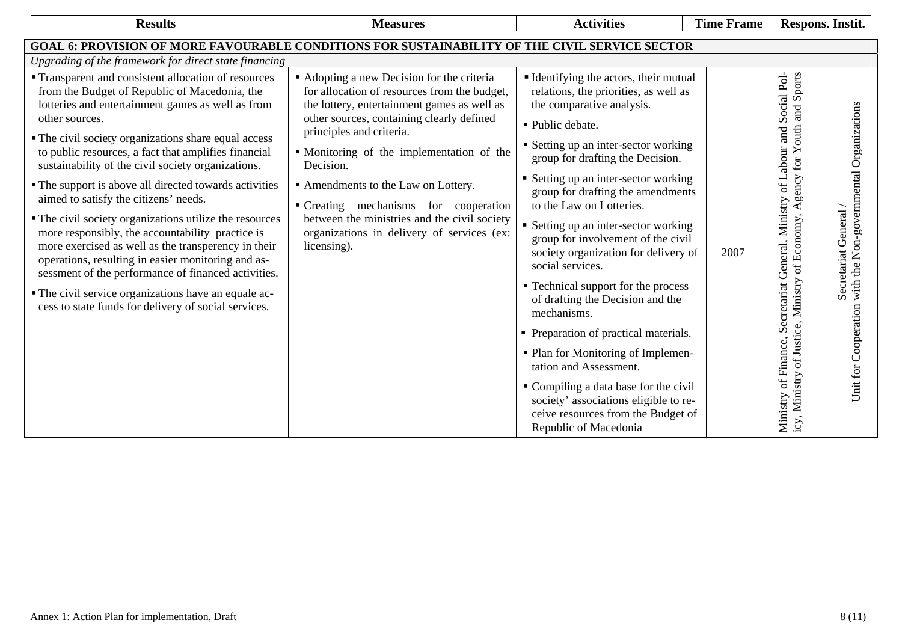| Results | Measures | Activities | Time Frame | Respons. Instit. | |
|---|---|---|---|---|---|
| **GOAL 6: PROVISION OF MORE FAVOURABLE CONDITIONS FOR SUSTAINABILITY OF THE CIVIL SERVICE SECTOR** | | | | | |
| *Upgrading of the framework for direct state financing* | | | | | |
| ▪ Transparent and consistent allocation of resources from the Budget of Republic of Macedonia, the lotteries and entertainment games as well as from other sources.<br>▪ The civil society organizations share equal access to public resources, a fact that amplifies financial sustainability of the civil society organizations.<br>▪ The support is above all directed towards activities aimed to satisfy the citizens' needs.<br>▪ The civil society organizations utilize the resources more responsibly, the accountability practice is more exercised as well as the transperency in their operations, resulting in easier monitoring and assessment of the performance of financed activities.<br>▪ The civil service organizations have an equale access to state funds for delivery of social services. | ▪ Adopting a new Decision for the criteria for allocation of resources from the budget, the lottery, entertainment games as well as other sources, containing clearly defined principles and criteria.<br>▪ Monitoring of the implementation of the Decision.<br>▪ Amendments to the Law on Lottery.<br>▪ Creating mechanisms for cooperation between the ministries and the civil society organizations in delivery of services (ex: licensing). | ▪ Identifying the actors, their mutual relations, the priorities, as well as the comparative analysis.<br>▪ Public debate.<br>▪ Setting up an inter-sector working group for drafting the Decision.<br>▪ Setting up an inter-sector working group for drafting the amendments to the Law on Lotteries.<br>▪ Setting up an inter-sector working group for involvement of the civil society organization for delivery of social services.<br>▪ Technical support for the process of drafting the Decision and the mechanisms.<br>▪ Preparation of practical materials.<br>▪ Plan for Monitoring of Implementation and Assessment.<br>▪ Compiling a data base for the civil society' associations eligible to receive resources from the Budget of Republic of Macedonia | 2007 | Ministry of Finance, Secretariat General, Ministry of Labour and Social Policy, Ministry of Justice, Ministry of Economy, Agency for Youth and Sports | Secretariat General / Unit for Cooperation with the Non-governmental Organizations |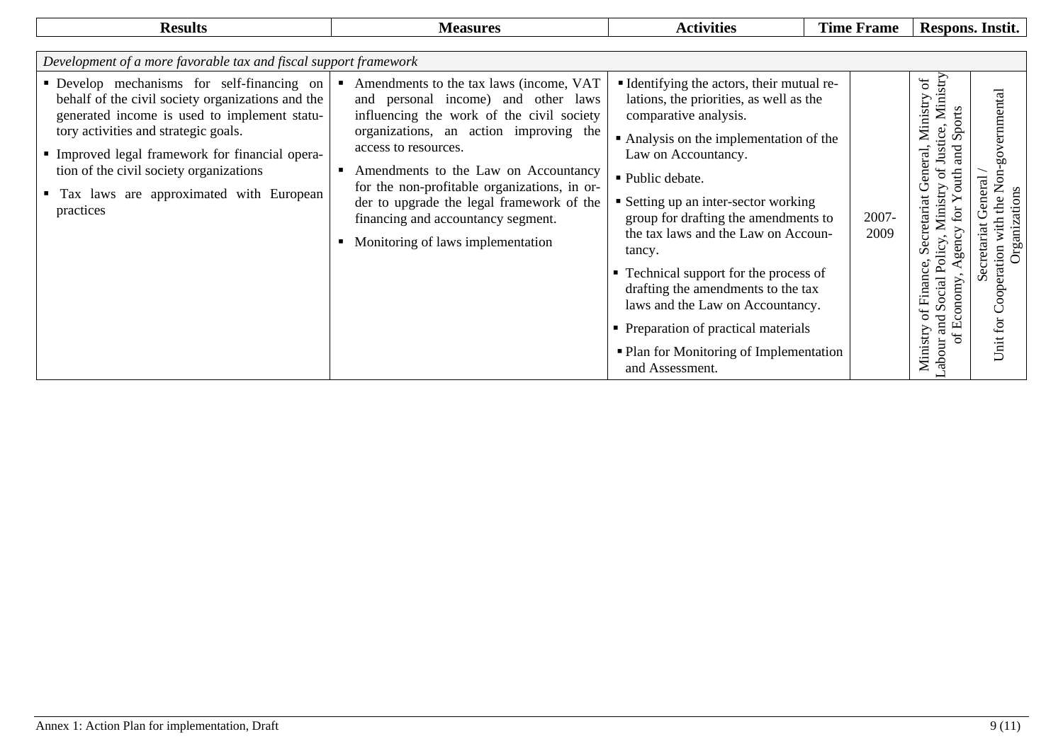| Results | Measures | Activities | Time Frame | Respons. Instit. | |
|---|---|---|---|---|---|
| *Development of a more favorable tax and fiscal support framework* | | | | | |
| ▪ Develop mechanisms for self-financing on behalf of the civil society organizations and the generated income is used to implement statutory activities and strategic goals.<br>▪ Improved legal framework for financial operation of the civil society organizations<br>▪ Tax laws are approximated with European practices | ▪ Amendments to the tax laws (income, VAT and personal income) and other laws influencing the work of the civil society organizations, an action improving the access to resources.<br>▪ Amendments to the Law on Accountancy for the non-profitable organizations, in order to upgrade the legal framework of the financing and accountancy segment.<br>▪ Monitoring of laws implementation | ▪ Identifying the actors, their mutual relations, the priorities, as well as the comparative analysis.<br>▪ Analysis on the implementation of the Law on Accountancy.<br>▪ Public debate.<br>▪ Setting up an inter-sector working group for drafting the amendments to the tax laws and the Law on Accountancy.<br>▪ Technical support for the process of drafting the amendments to the tax laws and the Law on Accountancy.<br>▪ Preparation of practical materials<br>▪ Plan for Monitoring of Implementation and Assessment. | 2007-2009 | Ministry of Finance, Secretariat General, Ministry of Labour and Social Policy, Ministry of Justice, Ministry of Economy, Agency for Youth and Sports | Secretariat General / Unit for Cooperation with the Non-governmental Organizations |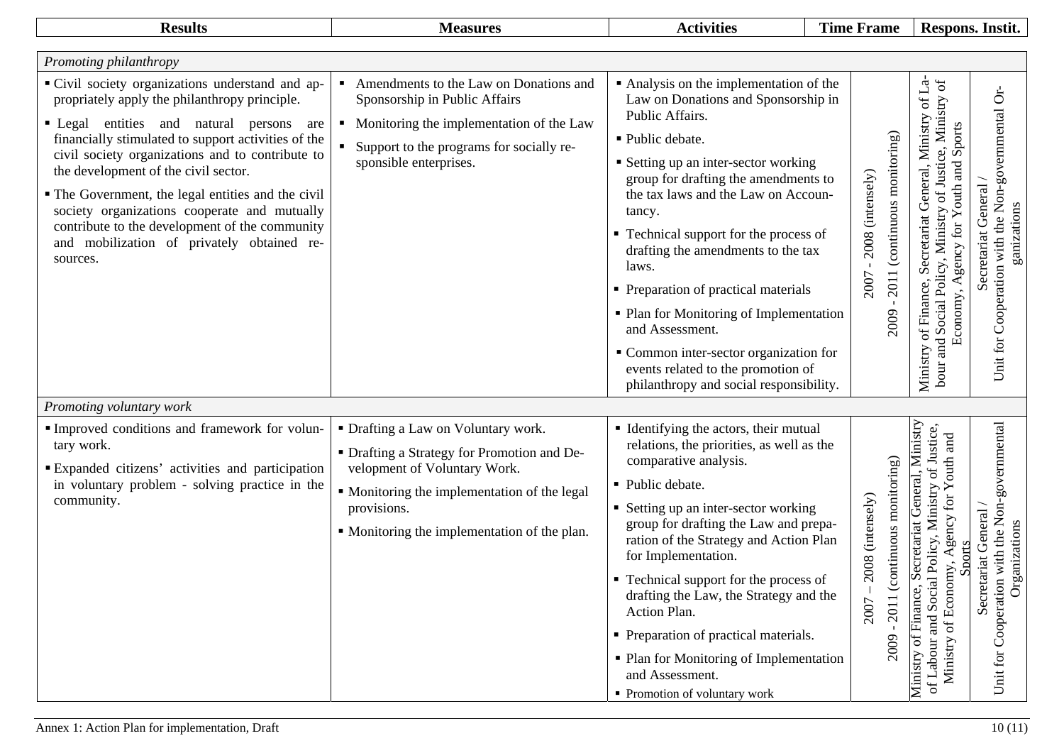| Results | Measures | Activities | Time Frame | Respons. Instit. | |
|---|---|---|---|---|---|
| *Promoting philanthropy* | | | | | |
| ▪ Civil society organizations understand and appropriately apply the philanthropy principle.<br>▪ Legal entities and natural persons are financially stimulated to support activities of the civil society organizations and to contribute to the development of the civil sector.<br>▪ The Government, the legal entities and the civil society organizations cooperate and mutually contribute to the development of the community and mobilization of privately obtained resources. | ▪ Amendments to the Law on Donations and Sponsorship in Public Affairs<br>▪ Monitoring the implementation of the Law<br>▪ Support to the programs for socially responsible enterprises. | ▪ Analysis on the implementation of the Law on Donations and Sponsorship in Public Affairs.<br>▪ Public debate.<br>▪ Setting up an inter-sector working group for drafting the amendments to the tax laws and the Law on Accountancy.<br>▪ Technical support for the process of drafting the amendments to the tax laws.<br>▪ Preparation of practical materials<br>▪ Plan for Monitoring of Implementation and Assessment.<br>▪ Common inter-sector organization for events related to the promotion of philanthropy and social responsibility. | 2007 - 2008 (intensely)<br>2009 - 2011 (continuous monitoring) | Ministry of Finance, Secretariat General, Ministry of Labour and Social Policy, Ministry of Justice, Ministry of Economy, Agency for Youth and Sports | Secretariat General / Unit for Cooperation with the Non-governmental Organizations |
| *Promoting voluntary work* | | | | | |
| ▪ Improved conditions and framework for voluntary work.<br>▪ Expanded citizens' activities and participation in voluntary problem - solving practice in the community. | ▪ Drafting a Law on Voluntary work.<br>▪ Drafting a Strategy for Promotion and Development of Voluntary Work.<br>▪ Monitoring the implementation of the legal provisions.<br>▪ Monitoring the implementation of the plan. | ▪ Identifying the actors, their mutual relations, the priorities, as well as the comparative analysis.<br>▪ Public debate.<br>▪ Setting up an inter-sector working group for drafting the Law and preparation of the Strategy and Action Plan for Implementation.<br>▪ Technical support for the process of drafting the Law, the Strategy and the Action Plan.<br>▪ Preparation of practical materials.<br>▪ Plan for Monitoring of Implementation and Assessment.<br>▪ Promotion of voluntary work | 2007 – 2008 (intensely)<br>2009 - 2011 (continuous monitoring) | Ministry of Finance, Secretariat General, Ministry of Labour and Social Policy, Ministry of Justice, Ministry of Economy, Agency for Youth and Sports | Secretariat General / Unit for Cooperation with the Non-governmental Organizations |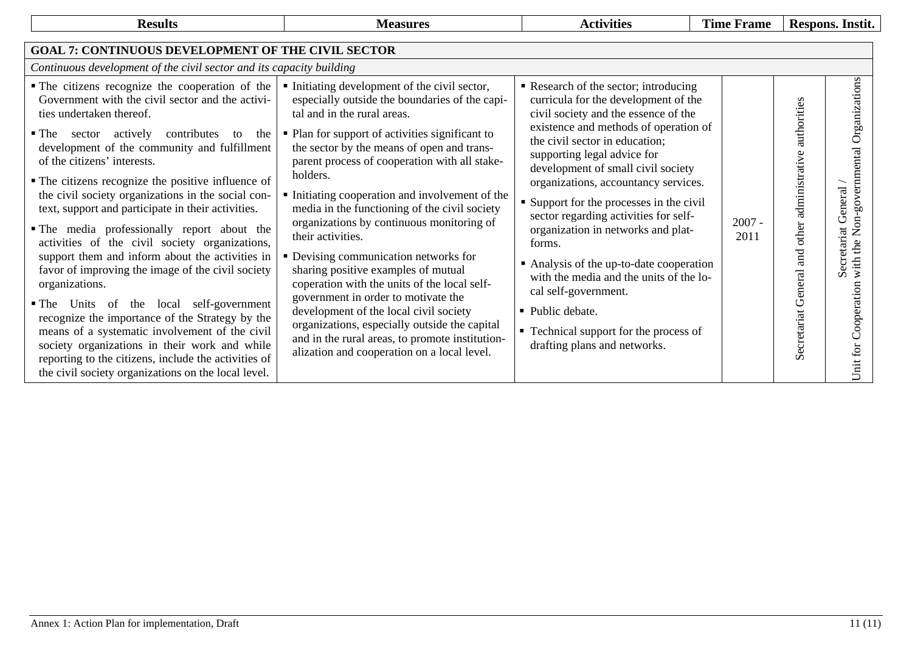| Results | Measures | Activities | Time Frame | Respons. Instit. | |
|---|---|---|---|---|---|
| **GOAL 7: CONTINUOUS DEVELOPMENT OF THE CIVIL SECTOR** | | | | | |
| *Continuous development of the civil sector and its capacity building* | | | | | |
| ▪ The citizens recognize the cooperation of the Government with the civil sector and the activities undertaken thereof.<br>▪ The sector actively contributes to the development of the community and fulfillment of the citizens' interests.<br>▪ The citizens recognize the positive influence of the civil society organizations in the social context, support and participate in their activities.<br>▪ The media professionally report about the activities of the civil society organizations, support them and inform about the activities in favor of improving the image of the civil society organizations.<br>▪ The Units of the local self-government recognize the importance of the Strategy by the means of a systematic involvement of the civil society organizations in their work and while reporting to the citizens, include the activities of the civil society organizations on the local level. | ▪ Initiating development of the civil sector, especially outside the boundaries of the capital and in the rural areas.<br>▪ Plan for support of activities significant to the sector by the means of open and transparent process of cooperation with all stakeholders.<br>▪ Initiating cooperation and involvement of the media in the functioning of the civil society organizations by continuous monitoring of their activities.<br>▪ Devising communication networks for sharing positive examples of mutual coperation with the units of the local self-government in order to motivate the development of the local civil society organizations, especially outside the capital and in the rural areas, to promote institutionalization and cooperation on a local level. | ▪ Research of the sector; introducing curricula for the development of the civil society and the essence of the existence and methods of operation of the civil sector in education; supporting legal advice for development of small civil society organizations, accountancy services.<br>▪ Support for the processes in the civil sector regarding activities for self-organization in networks and platforms.<br>▪ Analysis of the up-to-date cooperation with the media and the units of the local self-government.<br>▪ Public debate.<br>▪ Technical support for the process of drafting plans and networks. | 2007 - 2011 | Secretariat General and other administrative authorities | Secretariat General / Unit for Cooperation with the Non-governmental Organizations |